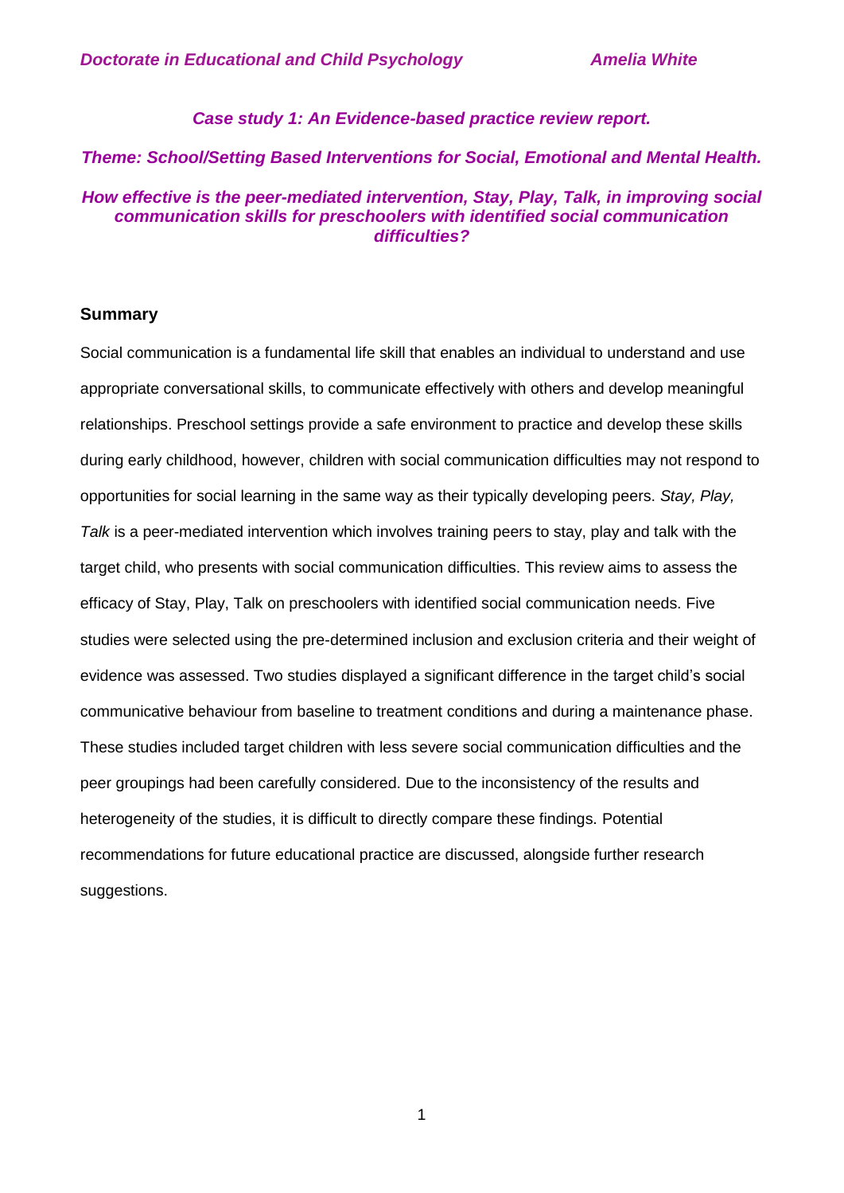*Case study 1: An Evidence-based practice review report.*

*Theme: School/Setting Based Interventions for Social, Emotional and Mental Health.*

# *How effective is the peer-mediated intervention, Stay, Play, Talk, in improving social communication skills for preschoolers with identified social communication difficulties?*

## Summary

Social communication is a fundamental life skill that enables an individual to understand and use appropriate conversational skills, to communicate effectively with others and develop meaningful relationships. Preschool settings provide a safe environment to practice and develop these skills during early childhood, however, children with social communication difficulties may not respond to opportunities for social learning in the same way as their typically developing peers. *Stay, Play, Talk* is a peer-mediated intervention which involves training peers to stay, play and talk with the target child, who presents with social communication difficulties. This review aims to assess the efficacy of Stay, Play, Talk on preschoolers with identified social communication needs. Five studies were selected using the pre-determined inclusion and exclusion criteria and their weight of evidence was assessed. Two studies displayed a significant difference in the target child's social communicative behaviour from baseline to treatment conditions and during a maintenance phase. These studies included target children with less severe social communication difficulties and the peer groupings had been carefully considered. Due to the inconsistency of the results and heterogeneity of the studies, it is difficult to directly compare these findings. Potential recommendations for future educational practice are discussed, alongside further research suggestions.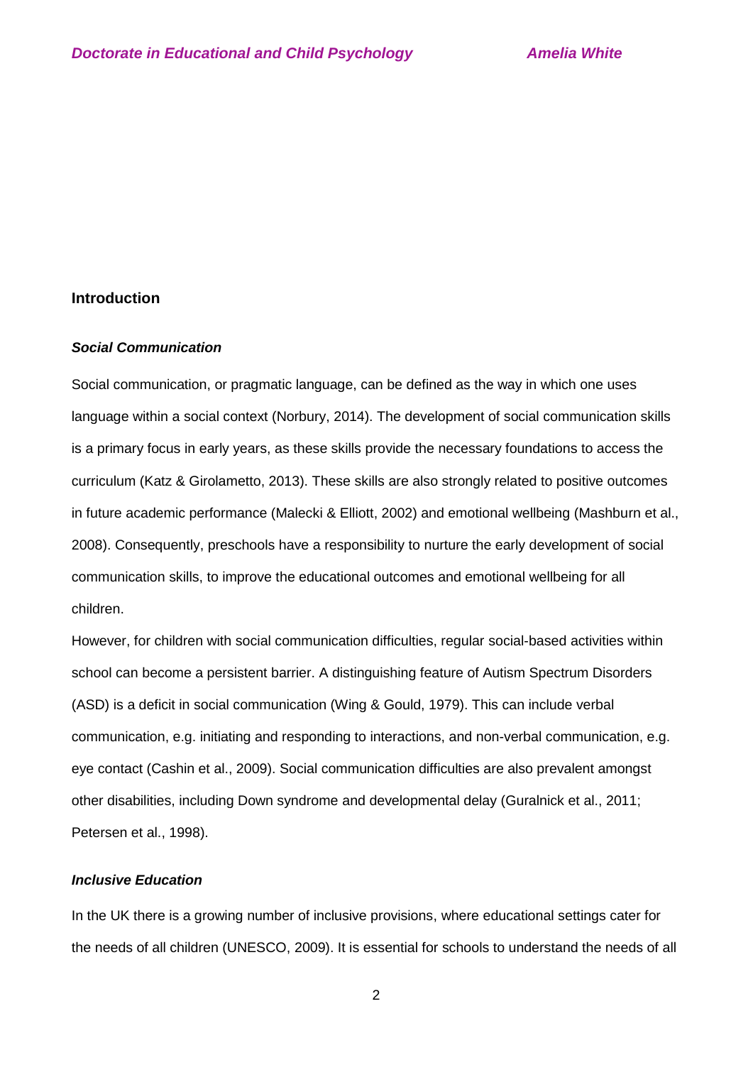## Introduction

### *Social Communication*

Social communication, or pragmatic language, can be defined as the way in which one uses language within a social context (Norbury, 2014). The development of social communication skills is a primary focus in early years, as these skills provide the necessary foundations to access the curriculum (Katz & Girolametto, 2013). These skills are also strongly related to positive outcomes in future academic performance (Malecki & Elliott, 2002) and emotional wellbeing (Mashburn et al., 2008). Consequently, preschools have a responsibility to nurture the early development of social communication skills, to improve the educational outcomes and emotional wellbeing for all children.

However, for children with social communication difficulties, regular social-based activities within school can become a persistent barrier. A distinguishing feature of Autism Spectrum Disorders (ASD) is a deficit in social communication (Wing & Gould, 1979). This can include verbal communication, e.g. initiating and responding to interactions, and non-verbal communication, e.g. eye contact (Cashin et al., 2009). Social communication difficulties are also prevalent amongst other disabilities, including Down syndrome and developmental delay (Guralnick et al., 2011; Petersen et al., 1998).

### *Inclusive Education*

In the UK there is a growing number of inclusive provisions, where educational settings cater for the needs of all children (UNESCO, 2009). It is essential for schools to understand the needs of all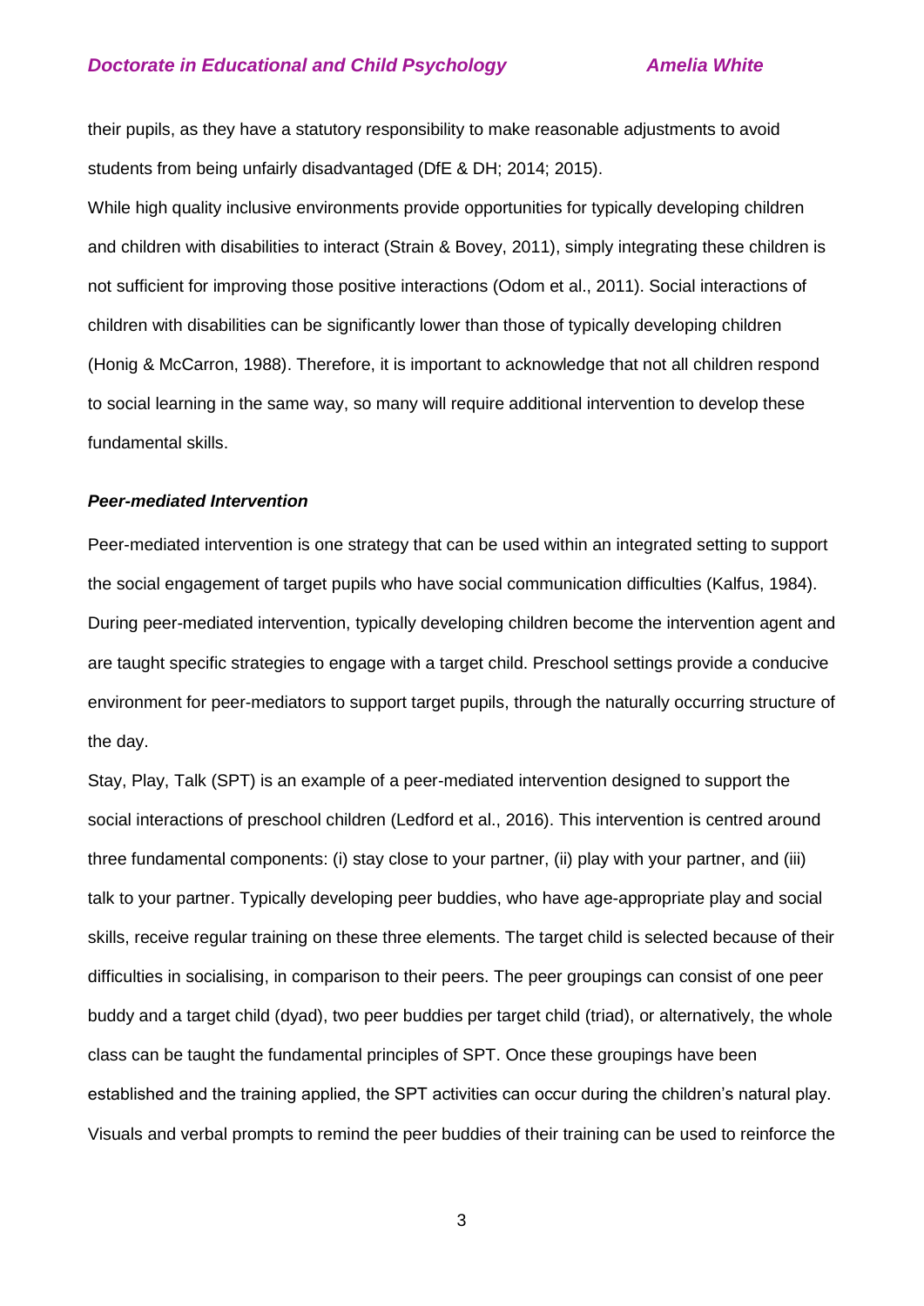their pupils, as they have a statutory responsibility to make reasonable adjustments to avoid students from being unfairly disadvantaged (DfE & DH; 2014; 2015).

While high quality inclusive environments provide opportunities for typically developing children and children with disabilities to interact (Strain & Bovey, 2011), simply integrating these children is not sufficient for improving those positive interactions (Odom et al., 2011). Social interactions of children with disabilities can be significantly lower than those of typically developing children (Honig & McCarron, 1988). Therefore, it is important to acknowledge that not all children respond to social learning in the same way, so many will require additional intervention to develop these fundamental skills.

### *Peer-mediated Intervention*

Peer-mediated intervention is one strategy that can be used within an integrated setting to support the social engagement of target pupils who have social communication difficulties (Kalfus, 1984). During peer-mediated intervention, typically developing children become the intervention agent and are taught specific strategies to engage with a target child. Preschool settings provide a conducive environment for peer-mediators to support target pupils, through the naturally occurring structure of the day.

Stay, Play, Talk (SPT) is an example of a peer-mediated intervention designed to support the social interactions of preschool children (Ledford et al., 2016). This intervention is centred around three fundamental components: (i) stay close to your partner, (ii) play with your partner, and (iii) talk to your partner. Typically developing peer buddies, who have age-appropriate play and social skills, receive regular training on these three elements. The target child is selected because of their difficulties in socialising, in comparison to their peers. The peer groupings can consist of one peer buddy and a target child (dyad), two peer buddies per target child (triad), or alternatively, the whole class can be taught the fundamental principles of SPT. Once these groupings have been established and the training applied, the SPT activities can occur during the children's natural play. Visuals and verbal prompts to remind the peer buddies of their training can be used to reinforce the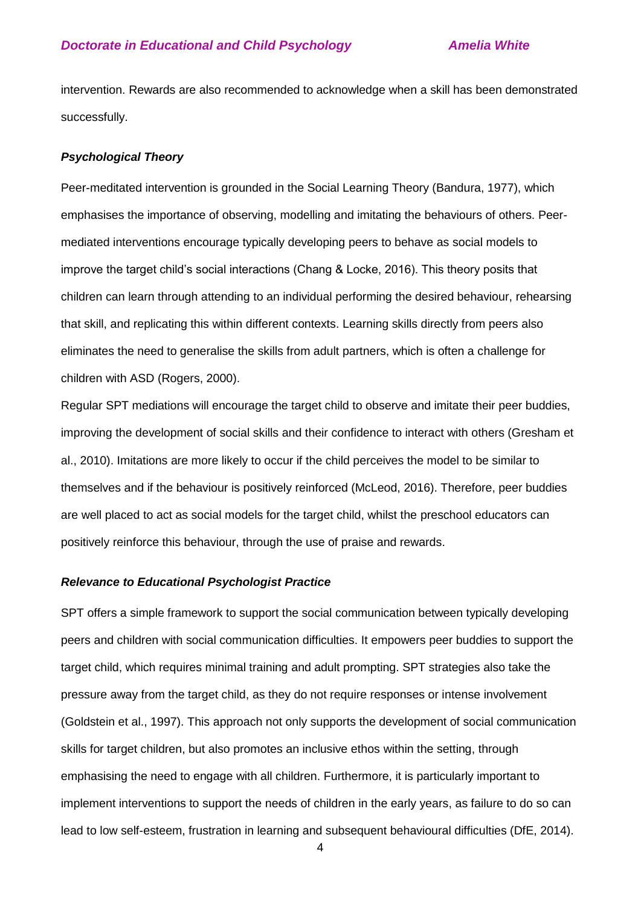intervention. Rewards are also recommended to acknowledge when a skill has been demonstrated successfully.

### *Psychological Theory*

Peer-meditated intervention is grounded in the Social Learning Theory (Bandura, 1977), which emphasises the importance of observing, modelling and imitating the behaviours of others. Peer-mediated interventions encourage typically developing peers to behave as social models to improve the target child's social interactions (Chang & Locke, 2016). This theory posits that children can learn through attending to an individual performing the desired behaviour, rehearsing that skill, and replicating this within different contexts. Learning skills directly from peers also eliminates the need to generalise the skills from adult partners, which is often a challenge for children with ASD (Rogers, 2000).

Regular SPT mediations will encourage the target child to observe and imitate their peer buddies, improving the development of social skills and their confidence to interact with others (Gresham et al., 2010). Imitations are more likely to occur if the child perceives the model to be similar to themselves and if the behaviour is positively reinforced (McLeod, 2016). Therefore, peer buddies are well placed to act as social models for the target child, whilst the preschool educators can positively reinforce this behaviour, through the use of praise and rewards.

### *Relevance to Educational Psychologist Practice*

SPT offers a simple framework to support the social communication between typically developing peers and children with social communication difficulties. It empowers peer buddies to support the target child, which requires minimal training and adult prompting. SPT strategies also take the pressure away from the target child, as they do not require responses or intense involvement (Goldstein et al., 1997). This approach not only supports the development of social communication skills for target children, but also promotes an inclusive ethos within the setting, through emphasising the need to engage with all children. Furthermore, it is particularly important to implement interventions to support the needs of children in the early years, as failure to do so can lead to low self-esteem, frustration in learning and subsequent behavioural difficulties (DfE, 2014).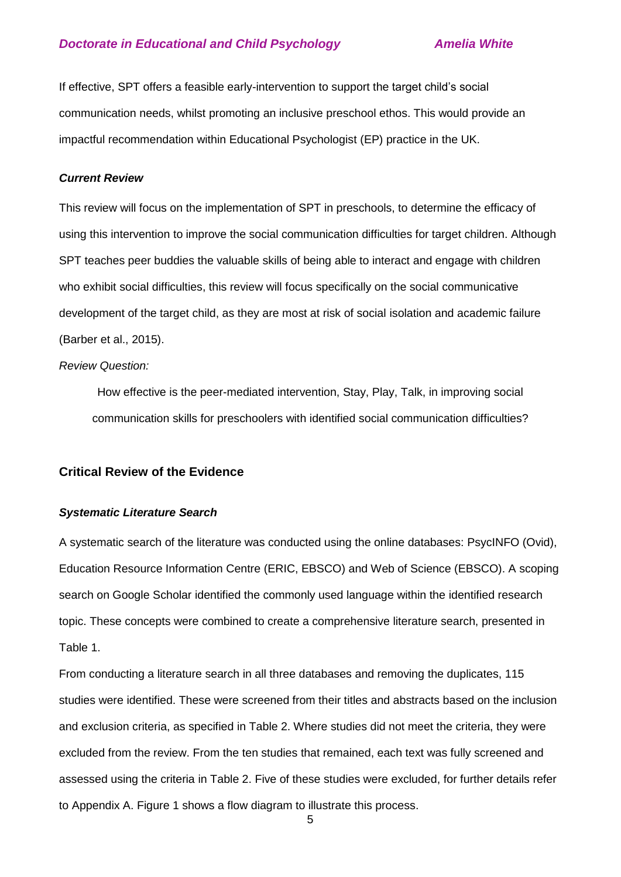If effective, SPT offers a feasible early-intervention to support the target child's social communication needs, whilst promoting an inclusive preschool ethos. This would provide an impactful recommendation within Educational Psychologist (EP) practice in the UK.

### *Current Review*

This review will focus on the implementation of SPT in preschools, to determine the efficacy of using this intervention to improve the social communication difficulties for target children. Although SPT teaches peer buddies the valuable skills of being able to interact and engage with children who exhibit social difficulties, this review will focus specifically on the social communicative development of the target child, as they are most at risk of social isolation and academic failure (Barber et al., 2015).

*Review Question:*

> How effective is the peer-mediated intervention, Stay, Play, Talk, in improving social communication skills for preschoolers with identified social communication difficulties?

## Critical Review of the Evidence

### *Systematic Literature Search*

A systematic search of the literature was conducted using the online databases: PsycINFO (Ovid), Education Resource Information Centre (ERIC, EBSCO) and Web of Science (EBSCO). A scoping search on Google Scholar identified the commonly used language within the identified research topic. These concepts were combined to create a comprehensive literature search, presented in Table 1.

From conducting a literature search in all three databases and removing the duplicates, 115 studies were identified. These were screened from their titles and abstracts based on the inclusion and exclusion criteria, as specified in Table 2. Where studies did not meet the criteria, they were excluded from the review. From the ten studies that remained, each text was fully screened and assessed using the criteria in Table 2. Five of these studies were excluded, for further details refer to Appendix A. Figure 1 shows a flow diagram to illustrate this process.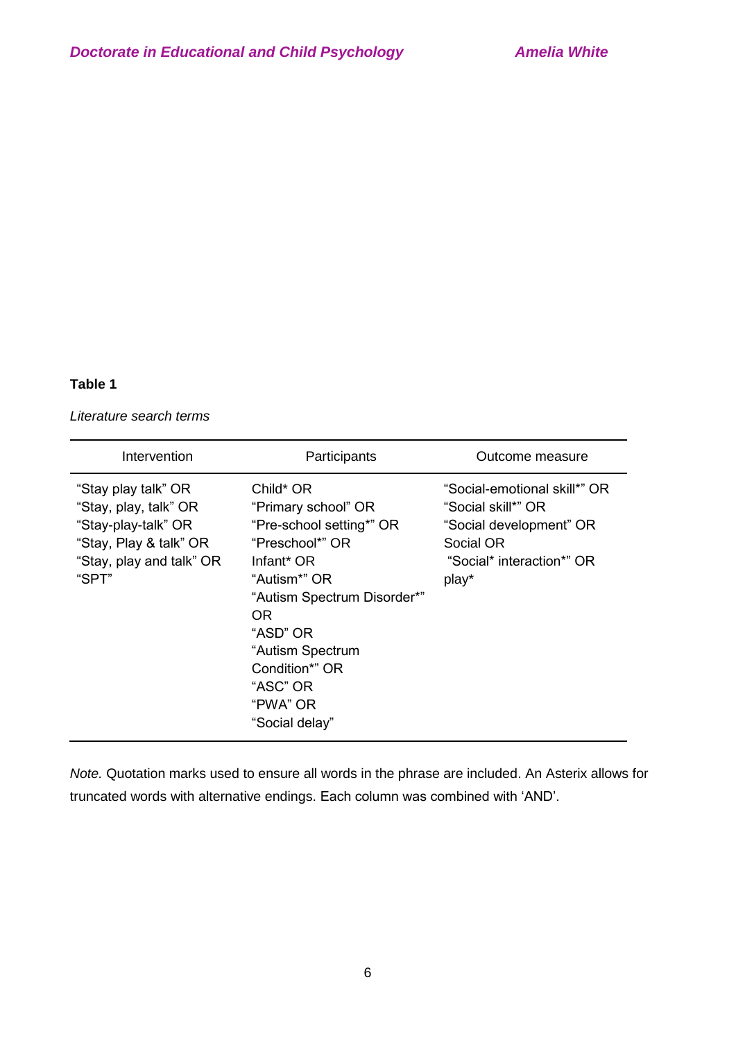**Table 1**

*Literature search terms*

| Intervention | Participants | Outcome measure |
|---|---|---|
| "Stay play talk" OR "Stay, play, talk" OR "Stay-play-talk" OR "Stay, Play & talk" OR "Stay, play and talk" OR "SPT" | Child* OR "Primary school" OR "Pre-school setting*" OR "Preschool*" OR Infant* OR "Autism*" OR "Autism Spectrum Disorder*" OR "ASD" OR "Autism Spectrum Condition*" OR "ASC" OR "PWA" OR "Social delay" | "Social-emotional skill*" OR "Social skill*" OR "Social development" OR Social OR "Social* interaction*" OR play* |

*Note.* Quotation marks used to ensure all words in the phrase are included. An Asterix allows for truncated words with alternative endings. Each column was combined with 'AND'.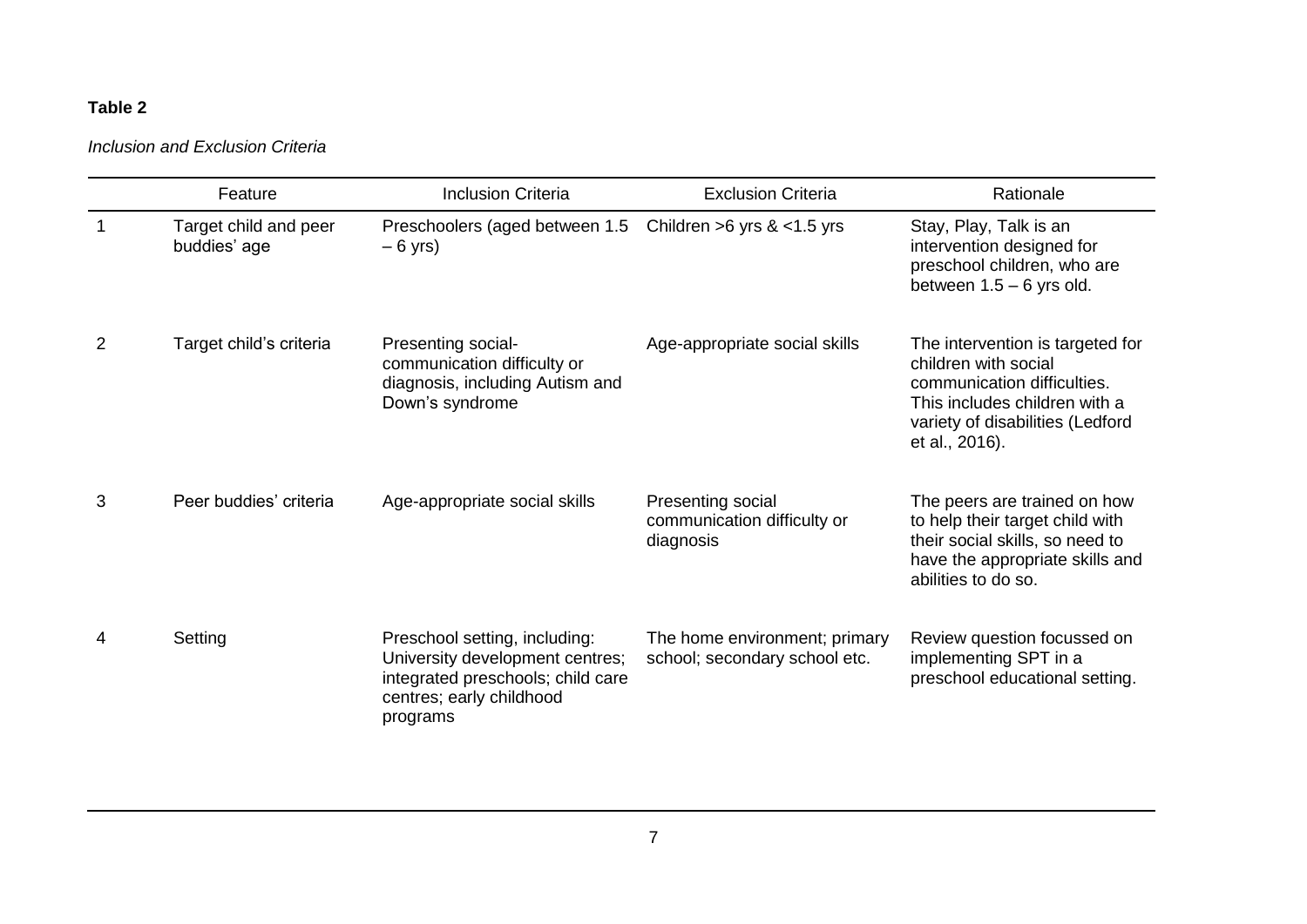**Table 2**

*Inclusion and Exclusion Criteria*

| | Feature | Inclusion Criteria | Exclusion Criteria | Rationale |
|---|---|---|---|---|
| 1 | Target child and peer buddies' age | Preschoolers (aged between 1.5 – 6 yrs) | Children >6 yrs & <1.5 yrs | Stay, Play, Talk is an intervention designed for preschool children, who are between 1.5 – 6 yrs old. |
| 2 | Target child's criteria | Presenting social-communication difficulty or diagnosis, including Autism and Down's syndrome | Age-appropriate social skills | The intervention is targeted for children with social communication difficulties. This includes children with a variety of disabilities (Ledford et al., 2016). |
| 3 | Peer buddies' criteria | Age-appropriate social skills | Presenting social communication difficulty or diagnosis | The peers are trained on how to help their target child with their social skills, so need to have the appropriate skills and abilities to do so. |
| 4 | Setting | Preschool setting, including: University development centres; integrated preschools; child care centres; early childhood programs | The home environment; primary school; secondary school etc. | Review question focussed on implementing SPT in a preschool educational setting. |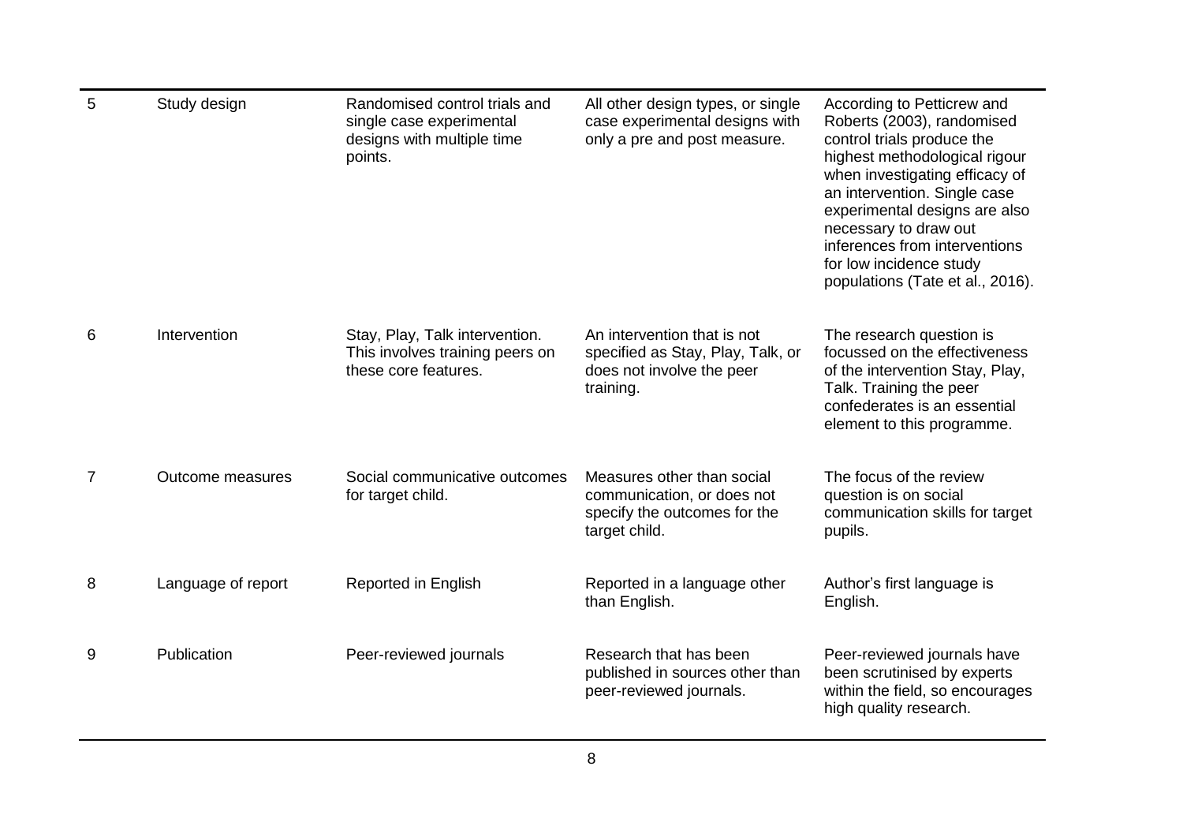| | | | | |
|---|---|---|---|---|
| 5 | Study design | Randomised control trials and single case experimental designs with multiple time points. | All other design types, or single case experimental designs with only a pre and post measure. | According to Petticrew and Roberts (2003), randomised control trials produce the highest methodological rigour when investigating efficacy of an intervention. Single case experimental designs are also necessary to draw out inferences from interventions for low incidence study populations (Tate et al., 2016). |
| 6 | Intervention | Stay, Play, Talk intervention. This involves training peers on these core features. | An intervention that is not specified as Stay, Play, Talk, or does not involve the peer training. | The research question is focussed on the effectiveness of the intervention Stay, Play, Talk. Training the peer confederates is an essential element to this programme. |
| 7 | Outcome measures | Social communicative outcomes for target child. | Measures other than social communication, or does not specify the outcomes for the target child. | The focus of the review question is on social communication skills for target pupils. |
| 8 | Language of report | Reported in English | Reported in a language other than English. | Author's first language is English. |
| 9 | Publication | Peer-reviewed journals | Research that has been published in sources other than peer-reviewed journals. | Peer-reviewed journals have been scrutinised by experts within the field, so encourages high quality research. |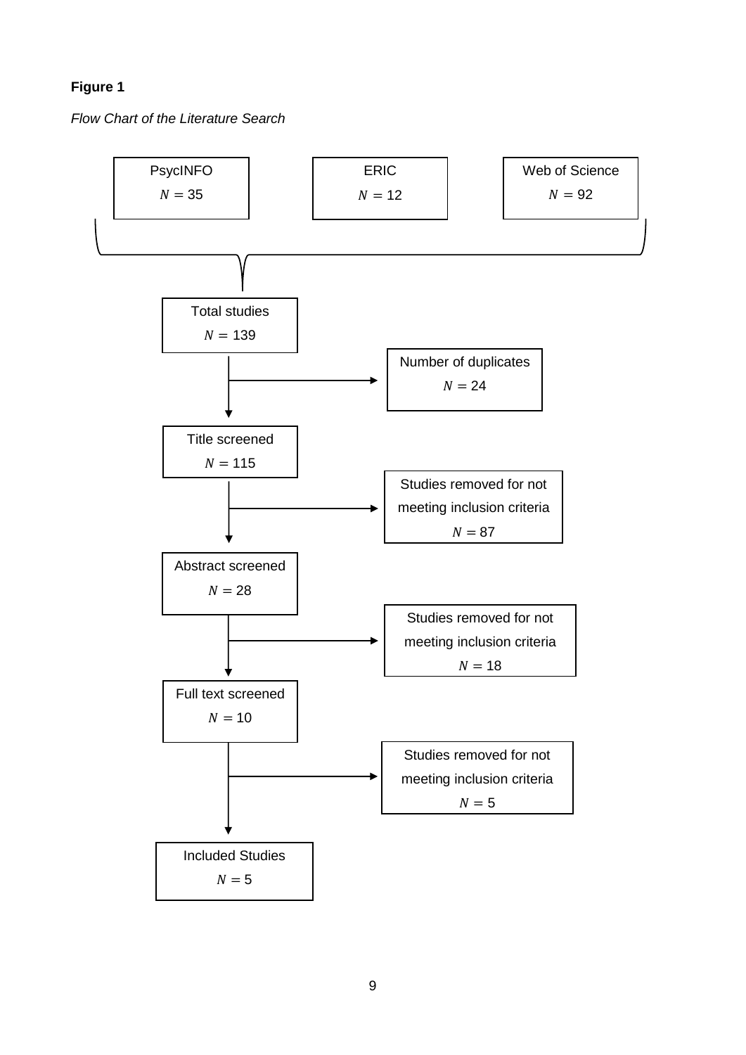**Figure 1**

*Flow Chart of the Literature Search*

PsycINFO
$N = 35$

ERIC
$N = 12$

Web of Science
$N = 92$

Total studies
$N = 139$

Number of duplicates
$N = 24$

Title screened
$N = 115$

Studies removed for not meeting inclusion criteria
$N = 87$

Abstract screened
$N = 28$

Studies removed for not meeting inclusion criteria
$N = 18$

Full text screened
$N = 10$

Studies removed for not meeting inclusion criteria
$N = 5$

Included Studies
$N = 5$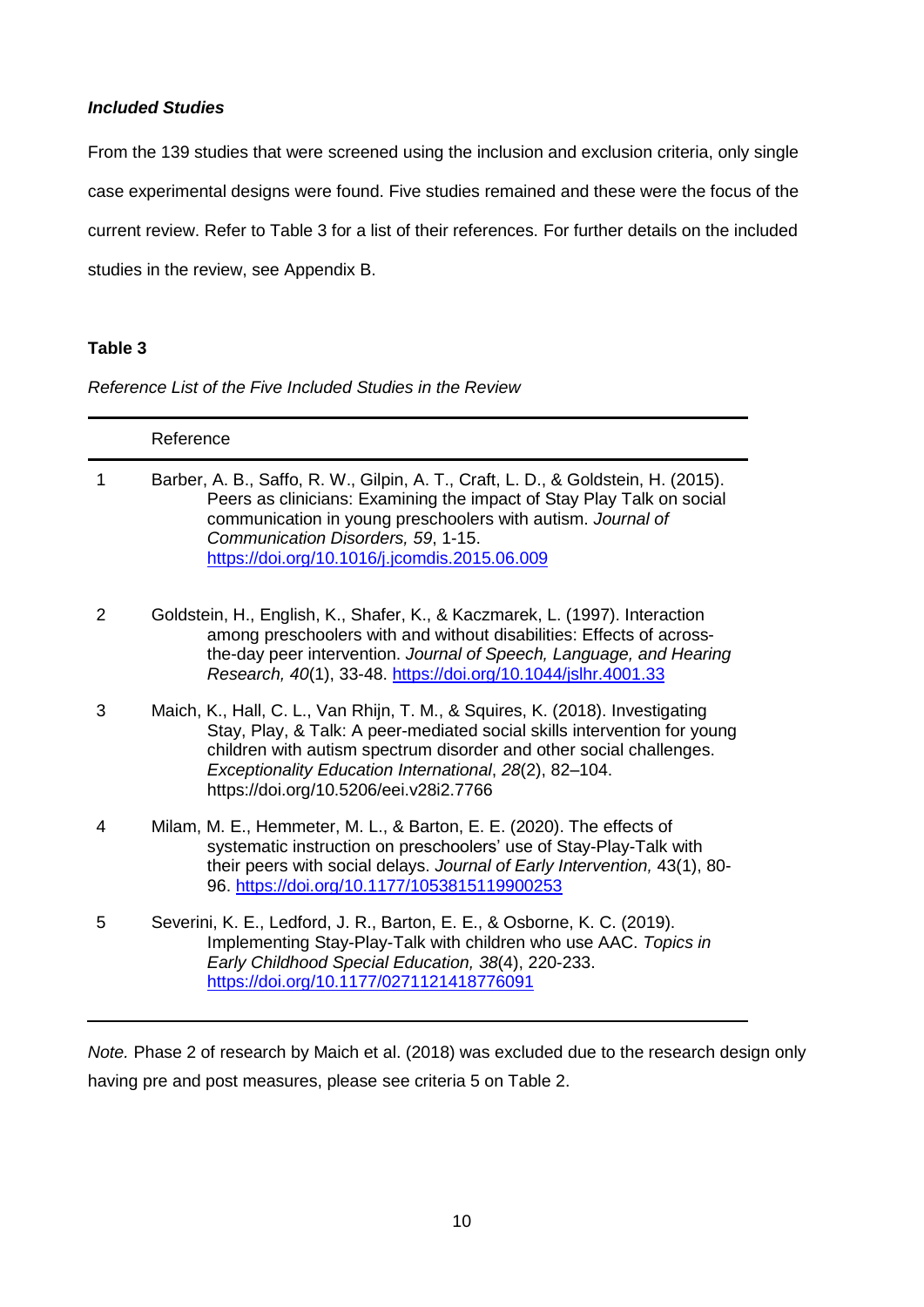### *Included Studies*

From the 139 studies that were screened using the inclusion and exclusion criteria, only single case experimental designs were found. Five studies remained and these were the focus of the current review. Refer to Table 3 for a list of their references. For further details on the included studies in the review, see Appendix B.

**Table 3**

*Reference List of the Five Included Studies in the Review*

| | Reference |
|---|---|
| 1 | Barber, A. B., Saffo, R. W., Gilpin, A. T., Craft, L. D., & Goldstein, H. (2015). Peers as clinicians: Examining the impact of Stay Play Talk on social communication in young preschoolers with autism. *Journal of Communication Disorders, 59*, 1-15. https://doi.org/10.1016/j.jcomdis.2015.06.009 |
| 2 | Goldstein, H., English, K., Shafer, K., & Kaczmarek, L. (1997). Interaction among preschoolers with and without disabilities: Effects of across-the-day peer intervention. *Journal of Speech, Language, and Hearing Research, 40*(1), 33-48. https://doi.org/10.1044/jslhr.4001.33 |
| 3 | Maich, K., Hall, C. L., Van Rhijn, T. M., & Squires, K. (2018). Investigating Stay, Play, & Talk: A peer-mediated social skills intervention for young children with autism spectrum disorder and other social challenges. *Exceptionality Education International*, *28*(2), 82–104. https://doi.org/10.5206/eei.v28i2.7766 |
| 4 | Milam, M. E., Hemmeter, M. L., & Barton, E. E. (2020). The effects of systematic instruction on preschoolers' use of Stay-Play-Talk with their peers with social delays. *Journal of Early Intervention,* 43(1), 80-96. https://doi.org/10.1177/1053815119900253 |
| 5 | Severini, K. E., Ledford, J. R., Barton, E. E., & Osborne, K. C. (2019). Implementing Stay-Play-Talk with children who use AAC. *Topics in Early Childhood Special Education, 38*(4), 220-233. https://doi.org/10.1177/0271121418776091 |

*Note.* Phase 2 of research by Maich et al. (2018) was excluded due to the research design only having pre and post measures, please see criteria 5 on Table 2.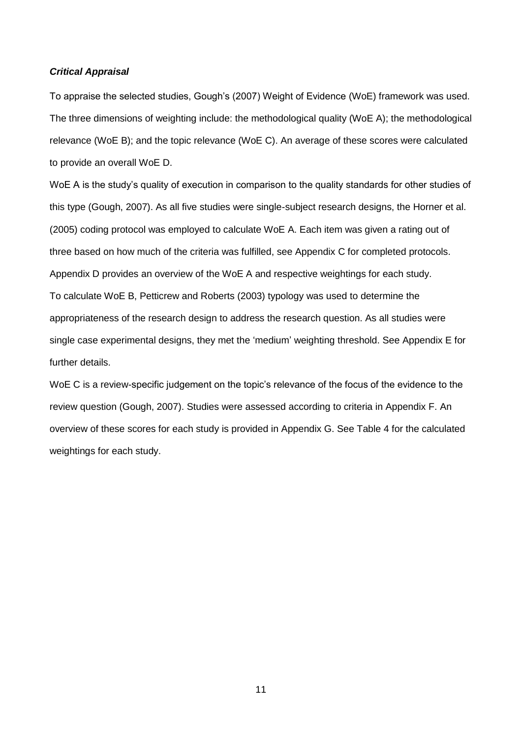***Critical Appraisal***

To appraise the selected studies, Gough's (2007) Weight of Evidence (WoE) framework was used. The three dimensions of weighting include: the methodological quality (WoE A); the methodological relevance (WoE B); and the topic relevance (WoE C). An average of these scores were calculated to provide an overall WoE D.

WoE A is the study's quality of execution in comparison to the quality standards for other studies of this type (Gough, 2007). As all five studies were single-subject research designs, the Horner et al. (2005) coding protocol was employed to calculate WoE A. Each item was given a rating out of three based on how much of the criteria was fulfilled, see Appendix C for completed protocols. Appendix D provides an overview of the WoE A and respective weightings for each study.

To calculate WoE B, Petticrew and Roberts (2003) typology was used to determine the appropriateness of the research design to address the research question. As all studies were single case experimental designs, they met the 'medium' weighting threshold. See Appendix E for further details.

WoE C is a review-specific judgement on the topic's relevance of the focus of the evidence to the review question (Gough, 2007). Studies were assessed according to criteria in Appendix F. An overview of these scores for each study is provided in Appendix G. See Table 4 for the calculated weightings for each study.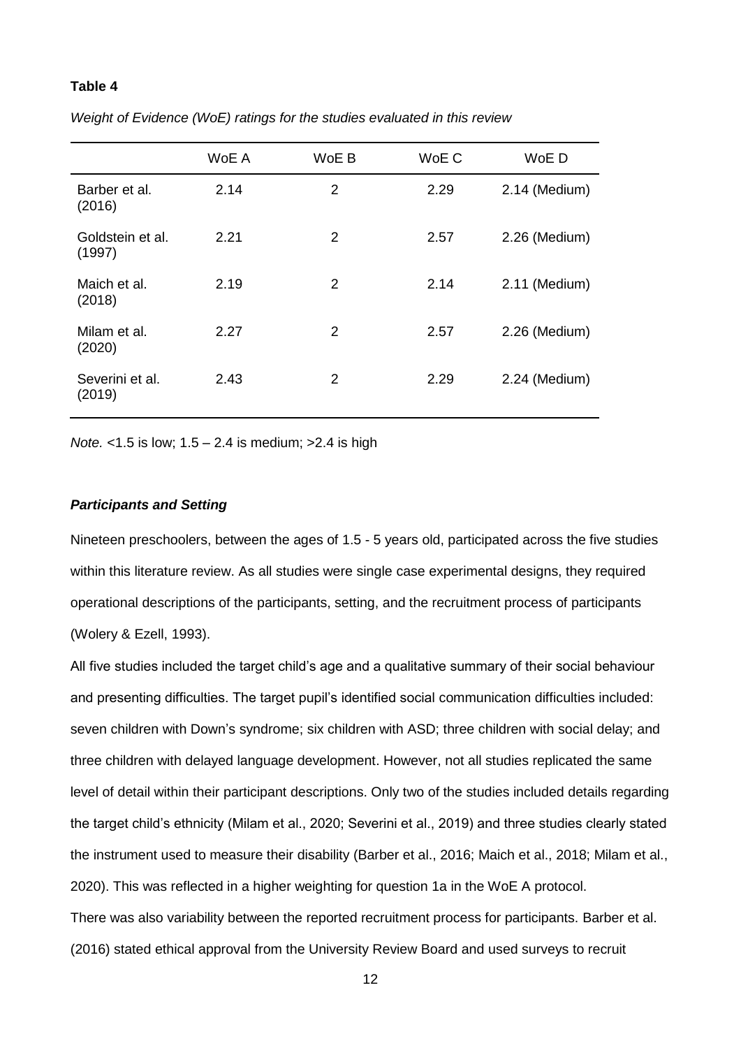**Table 4**

*Weight of Evidence (WoE) ratings for the studies evaluated in this review*

| | WoE A | WoE B | WoE C | WoE D |
|---|---|---|---|---|
| Barber et al. (2016) | 2.14 | 2 | 2.29 | 2.14 (Medium) |
| Goldstein et al. (1997) | 2.21 | 2 | 2.57 | 2.26 (Medium) |
| Maich et al. (2018) | 2.19 | 2 | 2.14 | 2.11 (Medium) |
| Milam et al. (2020) | 2.27 | 2 | 2.57 | 2.26 (Medium) |
| Severini et al. (2019) | 2.43 | 2 | 2.29 | 2.24 (Medium) |

*Note.* <1.5 is low; 1.5 – 2.4 is medium; >2.4 is high

### *Participants and Setting*

Nineteen preschoolers, between the ages of 1.5 - 5 years old, participated across the five studies within this literature review. As all studies were single case experimental designs, they required operational descriptions of the participants, setting, and the recruitment process of participants (Wolery & Ezell, 1993).

All five studies included the target child's age and a qualitative summary of their social behaviour and presenting difficulties. The target pupil's identified social communication difficulties included: seven children with Down's syndrome; six children with ASD; three children with social delay; and three children with delayed language development. However, not all studies replicated the same level of detail within their participant descriptions. Only two of the studies included details regarding the target child's ethnicity (Milam et al., 2020; Severini et al., 2019) and three studies clearly stated the instrument used to measure their disability (Barber et al., 2016; Maich et al., 2018; Milam et al., 2020). This was reflected in a higher weighting for question 1a in the WoE A protocol.

There was also variability between the reported recruitment process for participants. Barber et al. (2016) stated ethical approval from the University Review Board and used surveys to recruit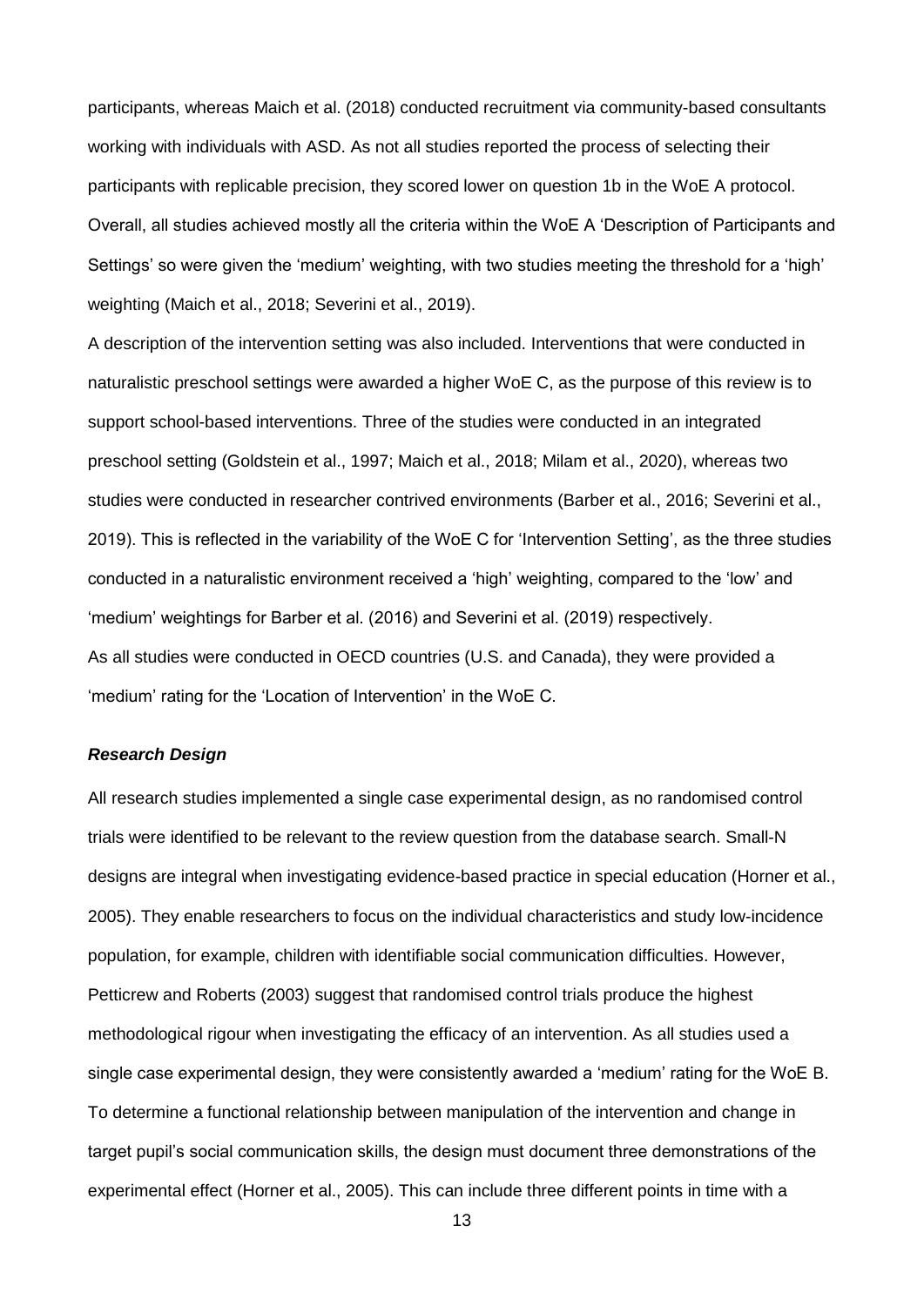participants, whereas Maich et al. (2018) conducted recruitment via community-based consultants working with individuals with ASD. As not all studies reported the process of selecting their participants with replicable precision, they scored lower on question 1b in the WoE A protocol. Overall, all studies achieved mostly all the criteria within the WoE A 'Description of Participants and Settings' so were given the 'medium' weighting, with two studies meeting the threshold for a 'high' weighting (Maich et al., 2018; Severini et al., 2019).

A description of the intervention setting was also included. Interventions that were conducted in naturalistic preschool settings were awarded a higher WoE C, as the purpose of this review is to support school-based interventions. Three of the studies were conducted in an integrated preschool setting (Goldstein et al., 1997; Maich et al., 2018; Milam et al., 2020), whereas two studies were conducted in researcher contrived environments (Barber et al., 2016; Severini et al., 2019). This is reflected in the variability of the WoE C for 'Intervention Setting', as the three studies conducted in a naturalistic environment received a 'high' weighting, compared to the 'low' and 'medium' weightings for Barber et al. (2016) and Severini et al. (2019) respectively.

As all studies were conducted in OECD countries (U.S. and Canada), they were provided a 'medium' rating for the 'Location of Intervention' in the WoE C.

### *Research Design*

All research studies implemented a single case experimental design, as no randomised control trials were identified to be relevant to the review question from the database search. Small-N designs are integral when investigating evidence-based practice in special education (Horner et al., 2005). They enable researchers to focus on the individual characteristics and study low-incidence population, for example, children with identifiable social communication difficulties. However, Petticrew and Roberts (2003) suggest that randomised control trials produce the highest methodological rigour when investigating the efficacy of an intervention. As all studies used a single case experimental design, they were consistently awarded a 'medium' rating for the WoE B. To determine a functional relationship between manipulation of the intervention and change in target pupil's social communication skills, the design must document three demonstrations of the experimental effect (Horner et al., 2005). This can include three different points in time with a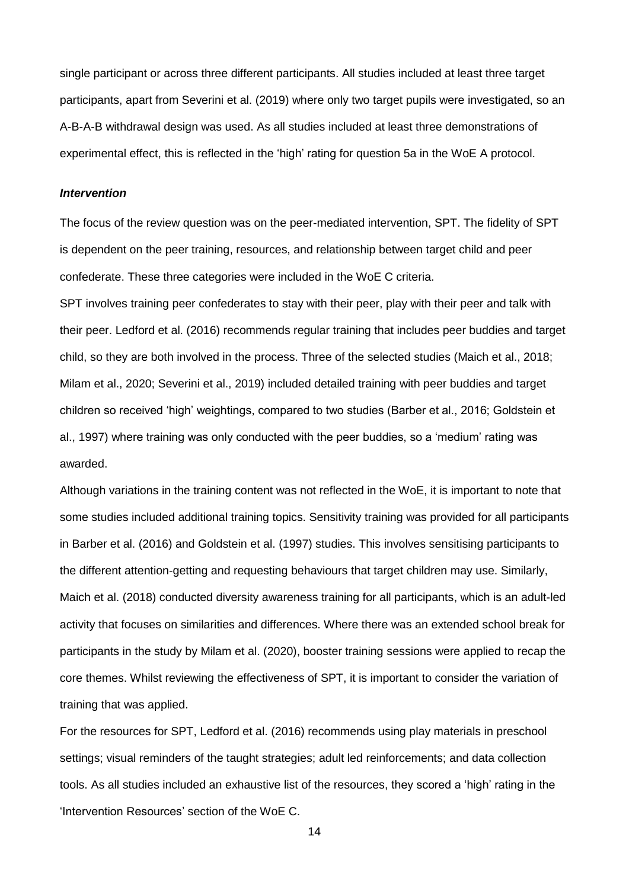single participant or across three different participants. All studies included at least three target participants, apart from Severini et al. (2019) where only two target pupils were investigated, so an A-B-A-B withdrawal design was used. As all studies included at least three demonstrations of experimental effect, this is reflected in the 'high' rating for question 5a in the WoE A protocol.

### *Intervention*

The focus of the review question was on the peer-mediated intervention, SPT. The fidelity of SPT is dependent on the peer training, resources, and relationship between target child and peer confederate. These three categories were included in the WoE C criteria.

SPT involves training peer confederates to stay with their peer, play with their peer and talk with their peer. Ledford et al. (2016) recommends regular training that includes peer buddies and target child, so they are both involved in the process. Three of the selected studies (Maich et al., 2018; Milam et al., 2020; Severini et al., 2019) included detailed training with peer buddies and target children so received 'high' weightings, compared to two studies (Barber et al., 2016; Goldstein et al., 1997) where training was only conducted with the peer buddies, so a 'medium' rating was awarded.

Although variations in the training content was not reflected in the WoE, it is important to note that some studies included additional training topics. Sensitivity training was provided for all participants in Barber et al. (2016) and Goldstein et al. (1997) studies. This involves sensitising participants to the different attention-getting and requesting behaviours that target children may use. Similarly, Maich et al. (2018) conducted diversity awareness training for all participants, which is an adult-led activity that focuses on similarities and differences. Where there was an extended school break for participants in the study by Milam et al. (2020), booster training sessions were applied to recap the core themes. Whilst reviewing the effectiveness of SPT, it is important to consider the variation of training that was applied.

For the resources for SPT, Ledford et al. (2016) recommends using play materials in preschool settings; visual reminders of the taught strategies; adult led reinforcements; and data collection tools. As all studies included an exhaustive list of the resources, they scored a 'high' rating in the 'Intervention Resources' section of the WoE C.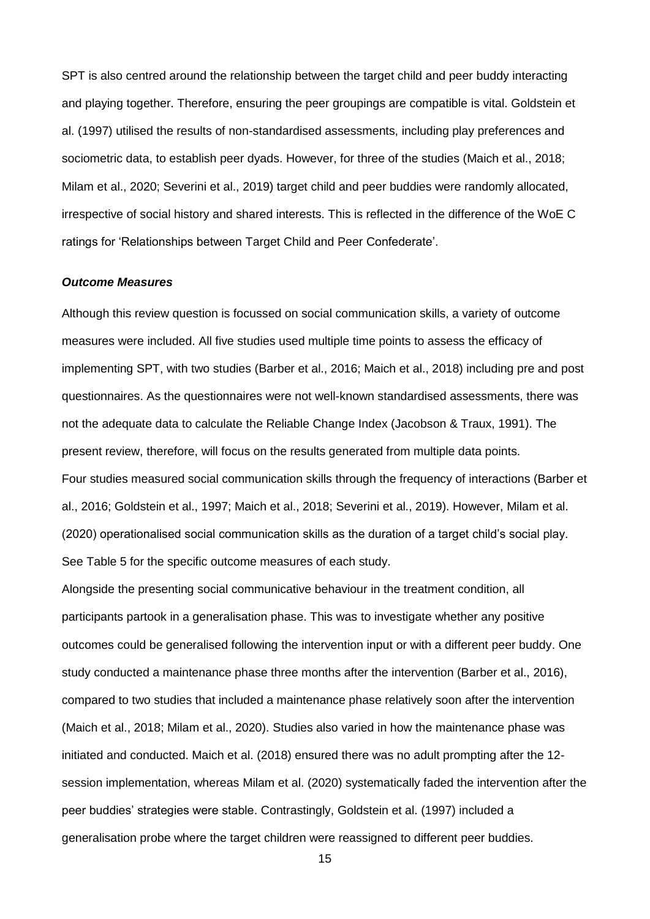SPT is also centred around the relationship between the target child and peer buddy interacting and playing together. Therefore, ensuring the peer groupings are compatible is vital. Goldstein et al. (1997) utilised the results of non-standardised assessments, including play preferences and sociometric data, to establish peer dyads. However, for three of the studies (Maich et al., 2018; Milam et al., 2020; Severini et al., 2019) target child and peer buddies were randomly allocated, irrespective of social history and shared interests. This is reflected in the difference of the WoE C ratings for 'Relationships between Target Child and Peer Confederate'.

### *Outcome Measures*

Although this review question is focussed on social communication skills, a variety of outcome measures were included. All five studies used multiple time points to assess the efficacy of implementing SPT, with two studies (Barber et al., 2016; Maich et al., 2018) including pre and post questionnaires. As the questionnaires were not well-known standardised assessments, there was not the adequate data to calculate the Reliable Change Index (Jacobson & Traux, 1991). The present review, therefore, will focus on the results generated from multiple data points.

Four studies measured social communication skills through the frequency of interactions (Barber et al., 2016; Goldstein et al., 1997; Maich et al., 2018; Severini et al., 2019). However, Milam et al. (2020) operationalised social communication skills as the duration of a target child's social play. See Table 5 for the specific outcome measures of each study.

Alongside the presenting social communicative behaviour in the treatment condition, all participants partook in a generalisation phase. This was to investigate whether any positive outcomes could be generalised following the intervention input or with a different peer buddy. One study conducted a maintenance phase three months after the intervention (Barber et al., 2016), compared to two studies that included a maintenance phase relatively soon after the intervention (Maich et al., 2018; Milam et al., 2020). Studies also varied in how the maintenance phase was initiated and conducted. Maich et al. (2018) ensured there was no adult prompting after the 12-session implementation, whereas Milam et al. (2020) systematically faded the intervention after the peer buddies' strategies were stable. Contrastingly, Goldstein et al. (1997) included a generalisation probe where the target children were reassigned to different peer buddies.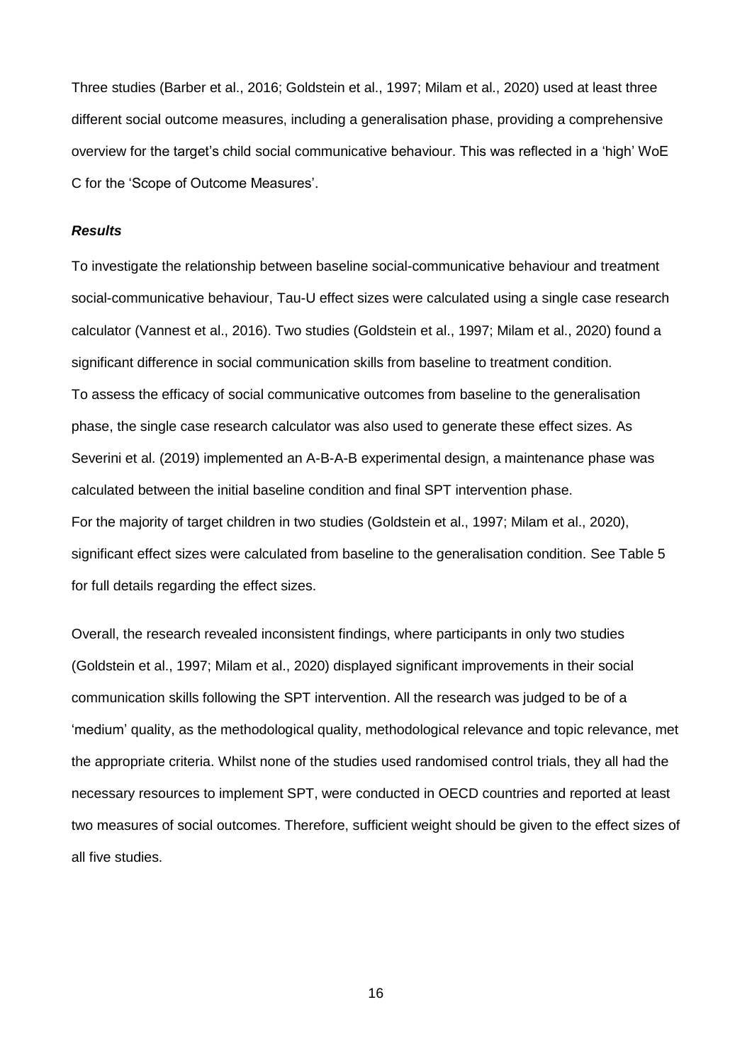Three studies (Barber et al., 2016; Goldstein et al., 1997; Milam et al., 2020) used at least three different social outcome measures, including a generalisation phase, providing a comprehensive overview for the target's child social communicative behaviour. This was reflected in a 'high' WoE C for the 'Scope of Outcome Measures'.

### ***Results***

To investigate the relationship between baseline social-communicative behaviour and treatment social-communicative behaviour, Tau-U effect sizes were calculated using a single case research calculator (Vannest et al., 2016). Two studies (Goldstein et al., 1997; Milam et al., 2020) found a significant difference in social communication skills from baseline to treatment condition.
To assess the efficacy of social communicative outcomes from baseline to the generalisation phase, the single case research calculator was also used to generate these effect sizes. As Severini et al. (2019) implemented an A-B-A-B experimental design, a maintenance phase was calculated between the initial baseline condition and final SPT intervention phase.
For the majority of target children in two studies (Goldstein et al., 1997; Milam et al., 2020), significant effect sizes were calculated from baseline to the generalisation condition. See Table 5 for full details regarding the effect sizes.

Overall, the research revealed inconsistent findings, where participants in only two studies (Goldstein et al., 1997; Milam et al., 2020) displayed significant improvements in their social communication skills following the SPT intervention. All the research was judged to be of a 'medium' quality, as the methodological quality, methodological relevance and topic relevance, met the appropriate criteria. Whilst none of the studies used randomised control trials, they all had the necessary resources to implement SPT, were conducted in OECD countries and reported at least two measures of social outcomes. Therefore, sufficient weight should be given to the effect sizes of all five studies.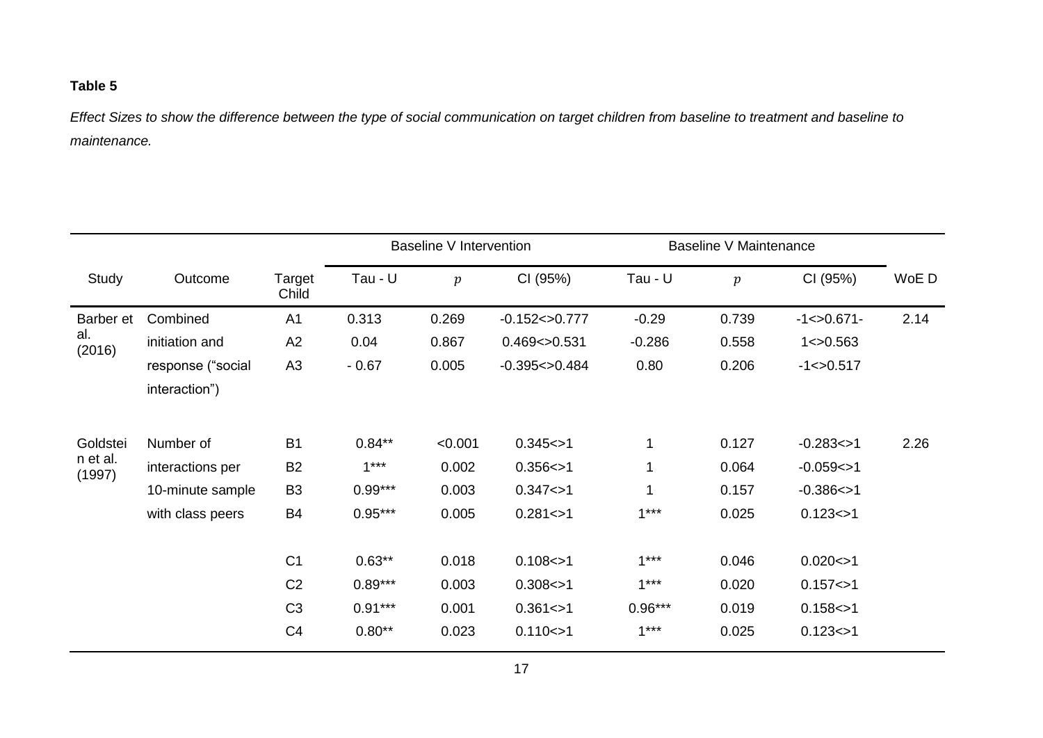**Table 5**

*Effect Sizes to show the difference between the type of social communication on target children from baseline to treatment and baseline to maintenance.*

| Study | Outcome | Target Child | Baseline V Intervention | | | Baseline V Maintenance | | | WoE D |
|---|---|---|---|---|---|---|---|---|---|
| | | | Tau - U | *p* | CI (95%) | Tau - U | *p* | CI (95%) | |
| Barber et al. (2016) | Combined initiation and response ("social interaction") | A1 | 0.313 | 0.269 | -0.152<>0.777 | -0.29 | 0.739 | -1<>0.671- | 2.14 |
| | | A2 | 0.04 | 0.867 | 0.469<>0.531 | -0.286 | 0.558 | 1<>0.563 | |
| | | A3 | - 0.67 | 0.005 | -0.395<>0.484 | 0.80 | 0.206 | -1<>0.517 | |
| Goldstein et al. (1997) | Number of interactions per 10-minute sample with class peers | B1 | 0.84** | <0.001 | 0.345<>1 | 1 | 0.127 | -0.283<>1 | 2.26 |
| | | B2 | 1*** | 0.002 | 0.356<>1 | 1 | 0.064 | -0.059<>1 | |
| | | B3 | 0.99*** | 0.003 | 0.347<>1 | 1 | 0.157 | -0.386<>1 | |
| | | B4 | 0.95*** | 0.005 | 0.281<>1 | 1*** | 0.025 | 0.123<>1 | |
| | | C1 | 0.63** | 0.018 | 0.108<>1 | 1*** | 0.046 | 0.020<>1 | |
| | | C2 | 0.89*** | 0.003 | 0.308<>1 | 1*** | 0.020 | 0.157<>1 | |
| | | C3 | 0.91*** | 0.001 | 0.361<>1 | 0.96*** | 0.019 | 0.158<>1 | |
| | | C4 | 0.80** | 0.023 | 0.110<>1 | 1*** | 0.025 | 0.123<>1 | |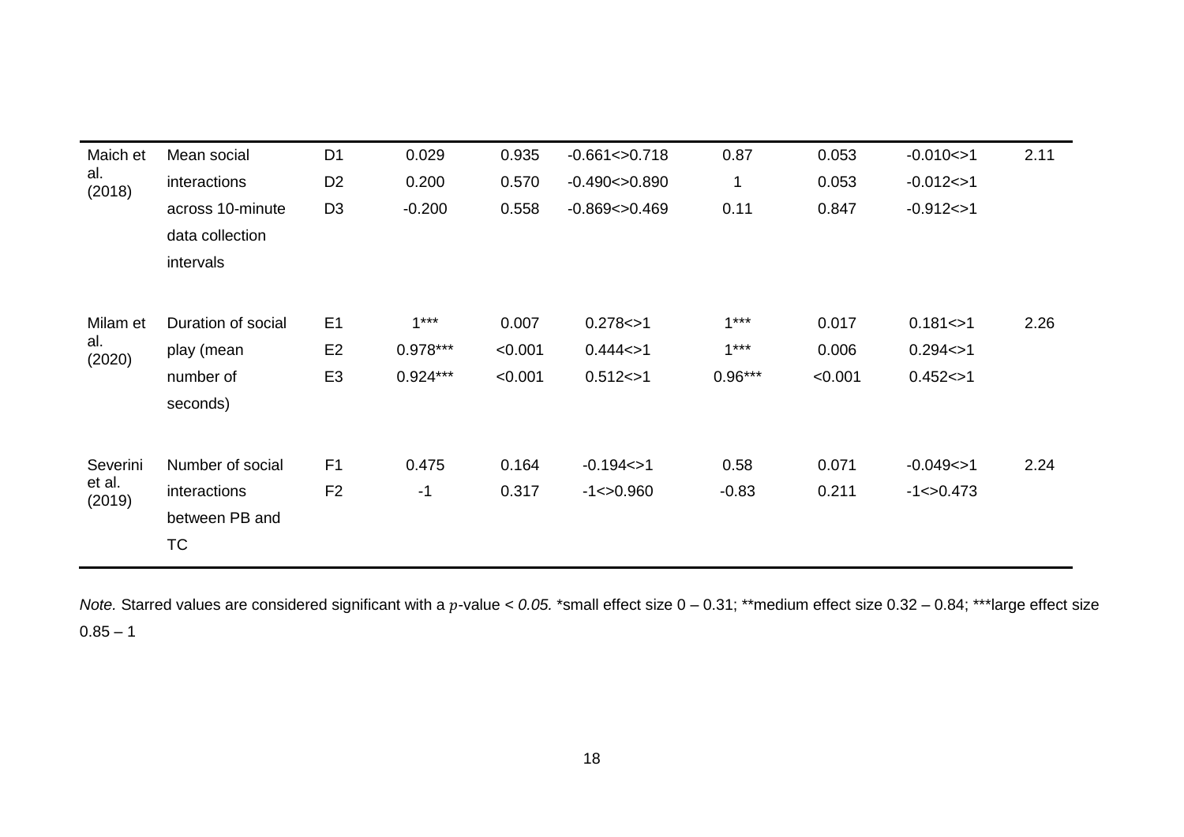| | | | | | | | | | |
|---|---|---|---|---|---|---|---|---|---|
| Maich et al. (2018) | Mean social interactions across 10-minute data collection intervals | D1 | 0.029 | 0.935 | -0.661<>0.718 | 0.87 | 0.053 | -0.010<>1 | 2.11 |
| | | D2 | 0.200 | 0.570 | -0.490<>0.890 | 1 | 0.053 | -0.012<>1 | |
| | | D3 | -0.200 | 0.558 | -0.869<>0.469 | 0.11 | 0.847 | -0.912<>1 | |
| Milam et al. (2020) | Duration of social play (mean number of seconds) | E1 | 1*** | 0.007 | 0.278<>1 | 1*** | 0.017 | 0.181<>1 | 2.26 |
| | | E2 | 0.978*** | <0.001 | 0.444<>1 | 1*** | 0.006 | 0.294<>1 | |
| | | E3 | 0.924*** | <0.001 | 0.512<>1 | 0.96*** | <0.001 | 0.452<>1 | |
| Severini et al. (2019) | Number of social interactions between PB and TC | F1 | 0.475 | 0.164 | -0.194<>1 | 0.58 | 0.071 | -0.049<>1 | 2.24 |
| | | F2 | -1 | 0.317 | -1<>0.960 | -0.83 | 0.211 | -1<>0.473 | |

*Note.* Starred values are considered significant with a $p$-value $< 0.05$. *small effect size 0 – 0.31; **medium effect size 0.32 – 0.84; ***large effect size 0.85 – 1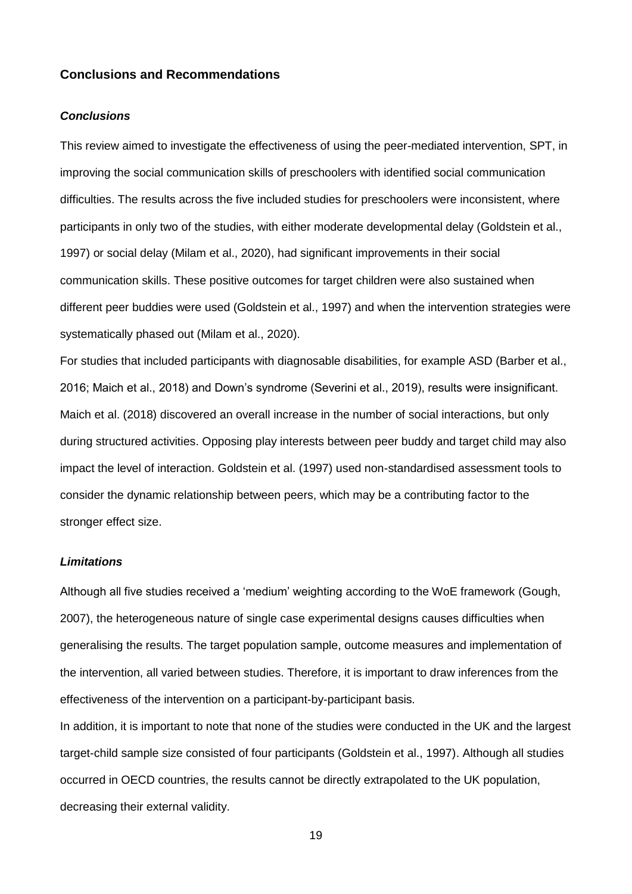## Conclusions and Recommendations

### *Conclusions*

This review aimed to investigate the effectiveness of using the peer-mediated intervention, SPT, in improving the social communication skills of preschoolers with identified social communication difficulties. The results across the five included studies for preschoolers were inconsistent, where participants in only two of the studies, with either moderate developmental delay (Goldstein et al., 1997) or social delay (Milam et al., 2020), had significant improvements in their social communication skills. These positive outcomes for target children were also sustained when different peer buddies were used (Goldstein et al., 1997) and when the intervention strategies were systematically phased out (Milam et al., 2020).

For studies that included participants with diagnosable disabilities, for example ASD (Barber et al., 2016; Maich et al., 2018) and Down's syndrome (Severini et al., 2019), results were insignificant. Maich et al. (2018) discovered an overall increase in the number of social interactions, but only during structured activities. Opposing play interests between peer buddy and target child may also impact the level of interaction. Goldstein et al. (1997) used non-standardised assessment tools to consider the dynamic relationship between peers, which may be a contributing factor to the stronger effect size.

### *Limitations*

Although all five studies received a 'medium' weighting according to the WoE framework (Gough, 2007), the heterogeneous nature of single case experimental designs causes difficulties when generalising the results. The target population sample, outcome measures and implementation of the intervention, all varied between studies. Therefore, it is important to draw inferences from the effectiveness of the intervention on a participant-by-participant basis.

In addition, it is important to note that none of the studies were conducted in the UK and the largest target-child sample size consisted of four participants (Goldstein et al., 1997). Although all studies occurred in OECD countries, the results cannot be directly extrapolated to the UK population, decreasing their external validity.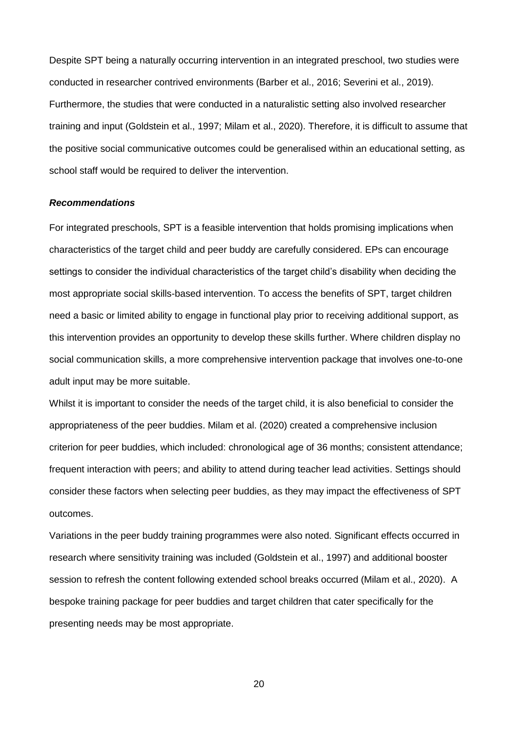Despite SPT being a naturally occurring intervention in an integrated preschool, two studies were conducted in researcher contrived environments (Barber et al., 2016; Severini et al., 2019). Furthermore, the studies that were conducted in a naturalistic setting also involved researcher training and input (Goldstein et al., 1997; Milam et al., 2020). Therefore, it is difficult to assume that the positive social communicative outcomes could be generalised within an educational setting, as school staff would be required to deliver the intervention.

### ***Recommendations***

For integrated preschools, SPT is a feasible intervention that holds promising implications when characteristics of the target child and peer buddy are carefully considered. EPs can encourage settings to consider the individual characteristics of the target child's disability when deciding the most appropriate social skills-based intervention. To access the benefits of SPT, target children need a basic or limited ability to engage in functional play prior to receiving additional support, as this intervention provides an opportunity to develop these skills further. Where children display no social communication skills, a more comprehensive intervention package that involves one-to-one adult input may be more suitable.

Whilst it is important to consider the needs of the target child, it is also beneficial to consider the appropriateness of the peer buddies. Milam et al. (2020) created a comprehensive inclusion criterion for peer buddies, which included: chronological age of 36 months; consistent attendance; frequent interaction with peers; and ability to attend during teacher lead activities. Settings should consider these factors when selecting peer buddies, as they may impact the effectiveness of SPT outcomes.

Variations in the peer buddy training programmes were also noted. Significant effects occurred in research where sensitivity training was included (Goldstein et al., 1997) and additional booster session to refresh the content following extended school breaks occurred (Milam et al., 2020). A bespoke training package for peer buddies and target children that cater specifically for the presenting needs may be most appropriate.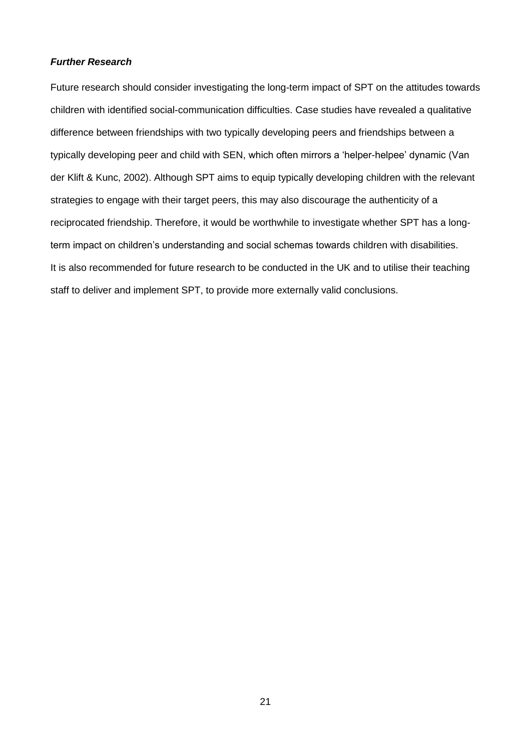***Further Research***

Future research should consider investigating the long-term impact of SPT on the attitudes towards children with identified social-communication difficulties. Case studies have revealed a qualitative difference between friendships with two typically developing peers and friendships between a typically developing peer and child with SEN, which often mirrors a 'helper-helpee' dynamic (Van der Klift & Kunc, 2002). Although SPT aims to equip typically developing children with the relevant strategies to engage with their target peers, this may also discourage the authenticity of a reciprocated friendship. Therefore, it would be worthwhile to investigate whether SPT has a long-term impact on children's understanding and social schemas towards children with disabilities.
It is also recommended for future research to be conducted in the UK and to utilise their teaching staff to deliver and implement SPT, to provide more externally valid conclusions.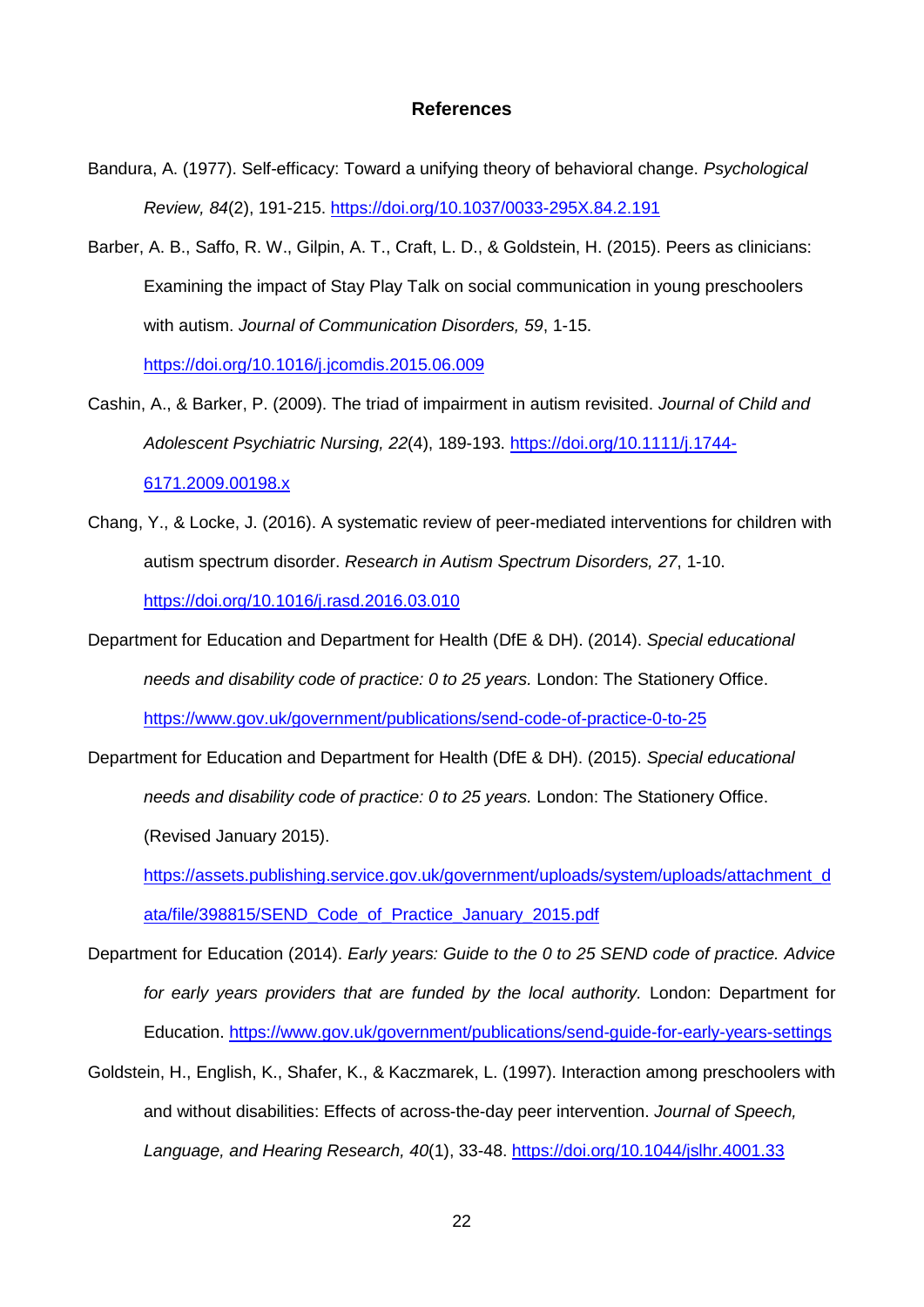## References

Bandura, A. (1977). Self-efficacy: Toward a unifying theory of behavioral change. *Psychological Review, 84*(2), 191-215. https://doi.org/10.1037/0033-295X.84.2.191

Barber, A. B., Saffo, R. W., Gilpin, A. T., Craft, L. D., & Goldstein, H. (2015). Peers as clinicians: Examining the impact of Stay Play Talk on social communication in young preschoolers with autism. *Journal of Communication Disorders, 59*, 1-15. https://doi.org/10.1016/j.jcomdis.2015.06.009

Cashin, A., & Barker, P. (2009). The triad of impairment in autism revisited. *Journal of Child and Adolescent Psychiatric Nursing, 22*(4), 189-193. https://doi.org/10.1111/j.1744-6171.2009.00198.x

Chang, Y., & Locke, J. (2016). A systematic review of peer-mediated interventions for children with autism spectrum disorder. *Research in Autism Spectrum Disorders, 27*, 1-10. https://doi.org/10.1016/j.rasd.2016.03.010

Department for Education and Department for Health (DfE & DH). (2014). *Special educational needs and disability code of practice: 0 to 25 years.* London: The Stationery Office. https://www.gov.uk/government/publications/send-code-of-practice-0-to-25

Department for Education and Department for Health (DfE & DH). (2015). *Special educational needs and disability code of practice: 0 to 25 years.* London: The Stationery Office. (Revised January 2015). https://assets.publishing.service.gov.uk/government/uploads/system/uploads/attachment_data/file/398815/SEND_Code_of_Practice_January_2015.pdf

Department for Education (2014). *Early years: Guide to the 0 to 25 SEND code of practice. Advice for early years providers that are funded by the local authority.* London: Department for Education. https://www.gov.uk/government/publications/send-guide-for-early-years-settings

Goldstein, H., English, K., Shafer, K., & Kaczmarek, L. (1997). Interaction among preschoolers with and without disabilities: Effects of across-the-day peer intervention. *Journal of Speech, Language, and Hearing Research, 40*(1), 33-48. https://doi.org/10.1044/jslhr.4001.33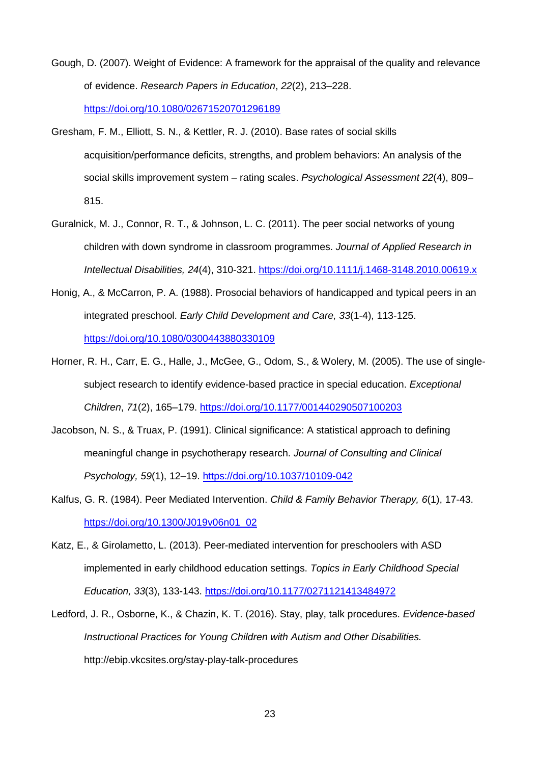Gough, D. (2007). Weight of Evidence: A framework for the appraisal of the quality and relevance of evidence. *Research Papers in Education*, *22*(2), 213–228. https://doi.org/10.1080/02671520701296189

Gresham, F. M., Elliott, S. N., & Kettler, R. J. (2010). Base rates of social skills acquisition/performance deficits, strengths, and problem behaviors: An analysis of the social skills improvement system – rating scales. *Psychological Assessment 22*(4), 809–815.

Guralnick, M. J., Connor, R. T., & Johnson, L. C. (2011). The peer social networks of young children with down syndrome in classroom programmes. *Journal of Applied Research in Intellectual Disabilities, 24*(4), 310-321. https://doi.org/10.1111/j.1468-3148.2010.00619.x

Honig, A., & McCarron, P. A. (1988). Prosocial behaviors of handicapped and typical peers in an integrated preschool. *Early Child Development and Care, 33*(1-4), 113-125. https://doi.org/10.1080/0300443880330109

Horner, R. H., Carr, E. G., Halle, J., McGee, G., Odom, S., & Wolery, M. (2005). The use of single-subject research to identify evidence-based practice in special education. *Exceptional Children*, *71*(2), 165–179. https://doi.org/10.1177/001440290507100203

Jacobson, N. S., & Truax, P. (1991). Clinical significance: A statistical approach to defining meaningful change in psychotherapy research. *Journal of Consulting and Clinical Psychology, 59*(1), 12–19. https://doi.org/10.1037/10109-042

Kalfus, G. R. (1984). Peer Mediated Intervention. *Child & Family Behavior Therapy, 6*(1), 17-43. https://doi.org/10.1300/J019v06n01_02

Katz, E., & Girolametto, L. (2013). Peer-mediated intervention for preschoolers with ASD implemented in early childhood education settings. *Topics in Early Childhood Special Education, 33*(3), 133-143. https://doi.org/10.1177/0271121413484972

Ledford, J. R., Osborne, K., & Chazin, K. T. (2016). Stay, play, talk procedures. *Evidence-based Instructional Practices for Young Children with Autism and Other Disabilities.* http://ebip.vkcsites.org/stay-play-talk-procedures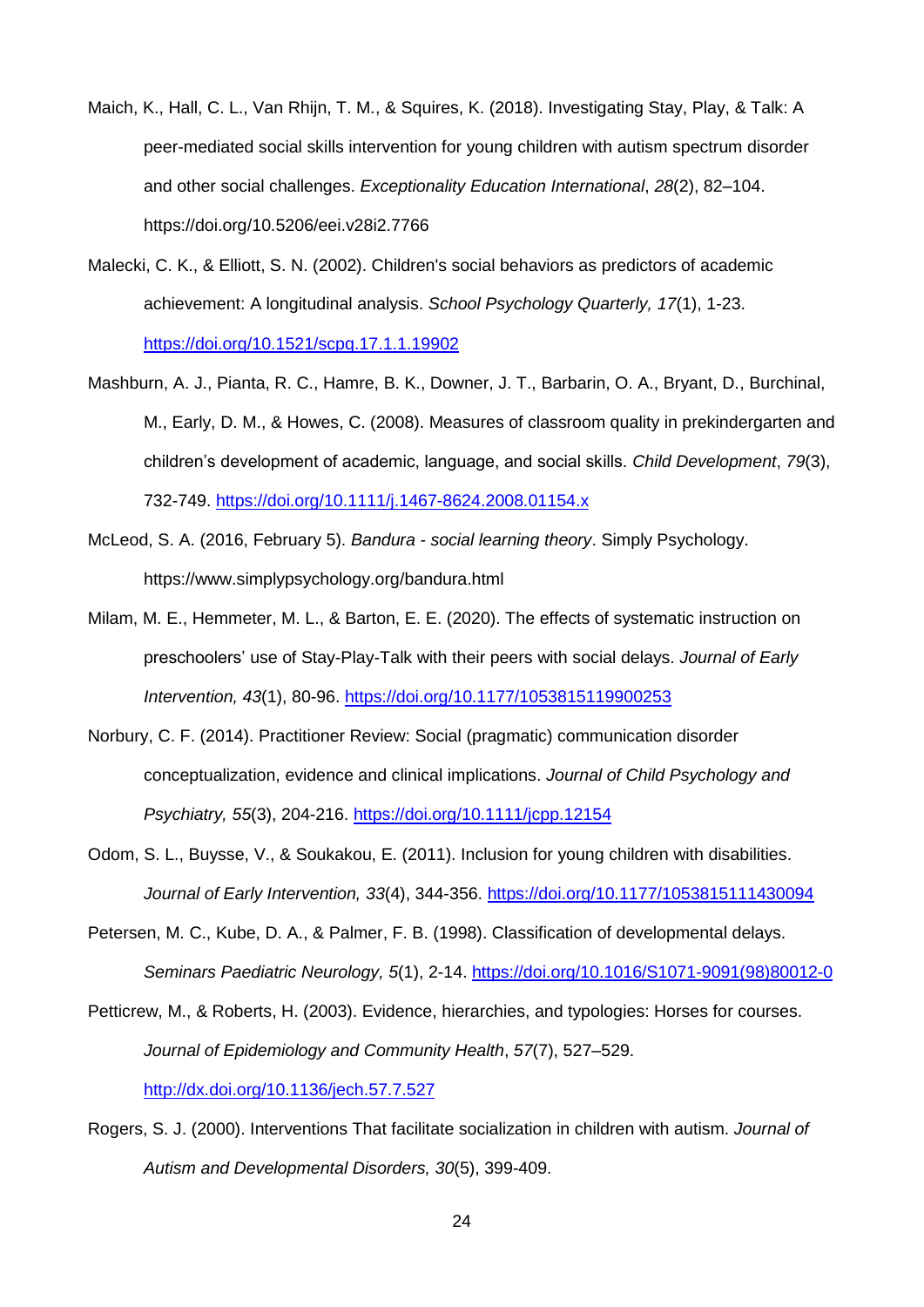Maich, K., Hall, C. L., Van Rhijn, T. M., & Squires, K. (2018). Investigating Stay, Play, & Talk: A peer-mediated social skills intervention for young children with autism spectrum disorder and other social challenges. *Exceptionality Education International*, *28*(2), 82–104. https://doi.org/10.5206/eei.v28i2.7766

Malecki, C. K., & Elliott, S. N. (2002). Children's social behaviors as predictors of academic achievement: A longitudinal analysis. *School Psychology Quarterly, 17*(1), 1-23. https://doi.org/10.1521/scpq.17.1.1.19902

Mashburn, A. J., Pianta, R. C., Hamre, B. K., Downer, J. T., Barbarin, O. A., Bryant, D., Burchinal, M., Early, D. M., & Howes, C. (2008). Measures of classroom quality in prekindergarten and children's development of academic, language, and social skills. *Child Development*, *79*(3), 732-749. https://doi.org/10.1111/j.1467-8624.2008.01154.x

McLeod, S. A. (2016, February 5). *Bandura - social learning theory*. Simply Psychology. https://www.simplypsychology.org/bandura.html

Milam, M. E., Hemmeter, M. L., & Barton, E. E. (2020). The effects of systematic instruction on preschoolers' use of Stay-Play-Talk with their peers with social delays. *Journal of Early Intervention, 43*(1), 80-96. https://doi.org/10.1177/1053815119900253

Norbury, C. F. (2014). Practitioner Review: Social (pragmatic) communication disorder conceptualization, evidence and clinical implications. *Journal of Child Psychology and Psychiatry, 55*(3), 204-216. https://doi.org/10.1111/jcpp.12154

Odom, S. L., Buysse, V., & Soukakou, E. (2011). Inclusion for young children with disabilities. *Journal of Early Intervention, 33*(4), 344-356. https://doi.org/10.1177/1053815111430094

Petersen, M. C., Kube, D. A., & Palmer, F. B. (1998). Classification of developmental delays. *Seminars Paediatric Neurology, 5*(1), 2-14. https://doi.org/10.1016/S1071-9091(98)80012-0

Petticrew, M., & Roberts, H. (2003). Evidence, hierarchies, and typologies: Horses for courses. *Journal of Epidemiology and Community Health*, *57*(7), 527–529. http://dx.doi.org/10.1136/jech.57.7.527

Rogers, S. J. (2000). Interventions That facilitate socialization in children with autism. *Journal of Autism and Developmental Disorders, 30*(5), 399-409.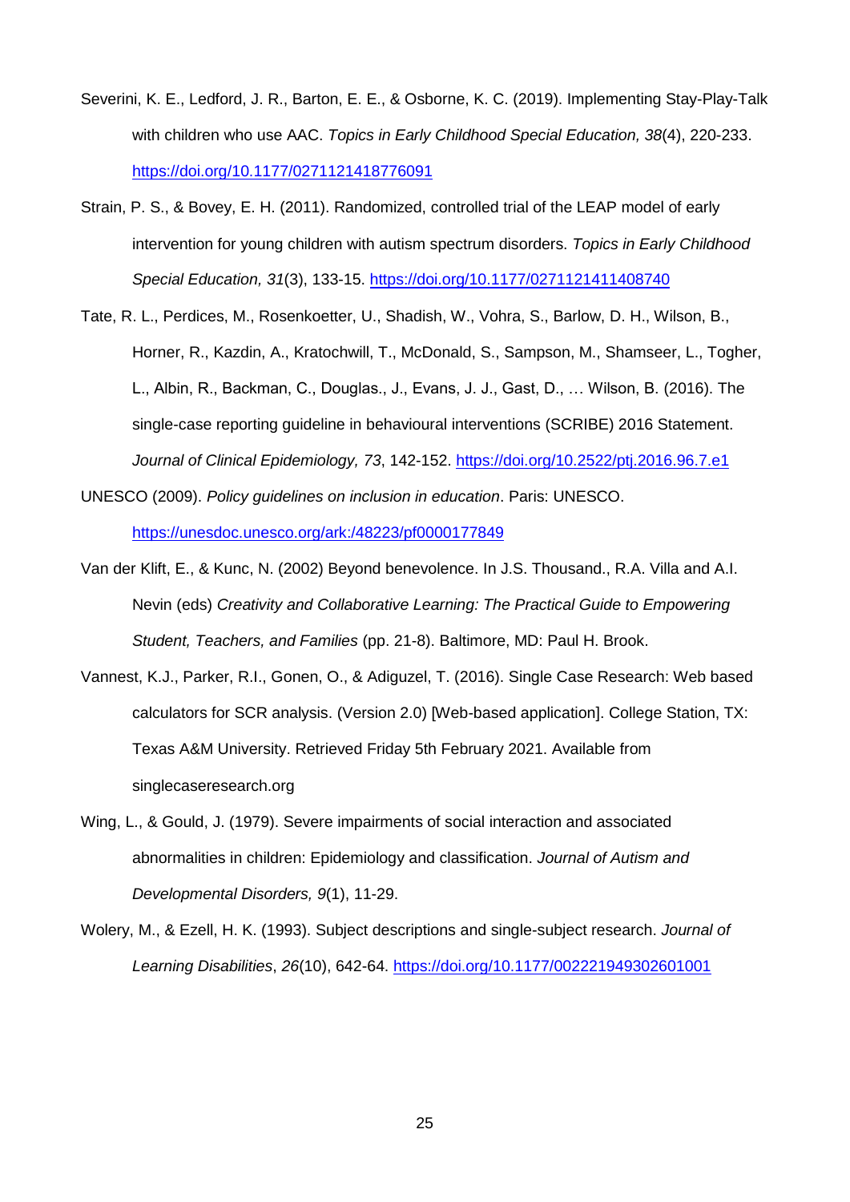Severini, K. E., Ledford, J. R., Barton, E. E., & Osborne, K. C. (2019). Implementing Stay-Play-Talk with children who use AAC. *Topics in Early Childhood Special Education, 38*(4), 220-233. https://doi.org/10.1177/0271121418776091

Strain, P. S., & Bovey, E. H. (2011). Randomized, controlled trial of the LEAP model of early intervention for young children with autism spectrum disorders. *Topics in Early Childhood Special Education, 31*(3), 133-15. https://doi.org/10.1177/0271121411408740

Tate, R. L., Perdices, M., Rosenkoetter, U., Shadish, W., Vohra, S., Barlow, D. H., Wilson, B., Horner, R., Kazdin, A., Kratochwill, T., McDonald, S., Sampson, M., Shamseer, L., Togher, L., Albin, R., Backman, C., Douglas., J., Evans, J. J., Gast, D., … Wilson, B. (2016). The single-case reporting guideline in behavioural interventions (SCRIBE) 2016 Statement. *Journal of Clinical Epidemiology, 73*, 142-152. https://doi.org/10.2522/ptj.2016.96.7.e1

UNESCO (2009). *Policy guidelines on inclusion in education*. Paris: UNESCO. https://unesdoc.unesco.org/ark:/48223/pf0000177849

Van der Klift, E., & Kunc, N. (2002) Beyond benevolence. In J.S. Thousand., R.A. Villa and A.I. Nevin (eds) *Creativity and Collaborative Learning: The Practical Guide to Empowering Student, Teachers, and Families* (pp. 21-8). Baltimore, MD: Paul H. Brook.

Vannest, K.J., Parker, R.I., Gonen, O., & Adiguzel, T. (2016). Single Case Research: Web based calculators for SCR analysis. (Version 2.0) [Web-based application]. College Station, TX: Texas A&M University. Retrieved Friday 5th February 2021. Available from singlecaseresearch.org

Wing, L., & Gould, J. (1979). Severe impairments of social interaction and associated abnormalities in children: Epidemiology and classification. *Journal of Autism and Developmental Disorders, 9*(1), 11-29.

Wolery, M., & Ezell, H. K. (1993). Subject descriptions and single-subject research. *Journal of Learning Disabilities*, *26*(10), 642-64. https://doi.org/10.1177/002221949302601001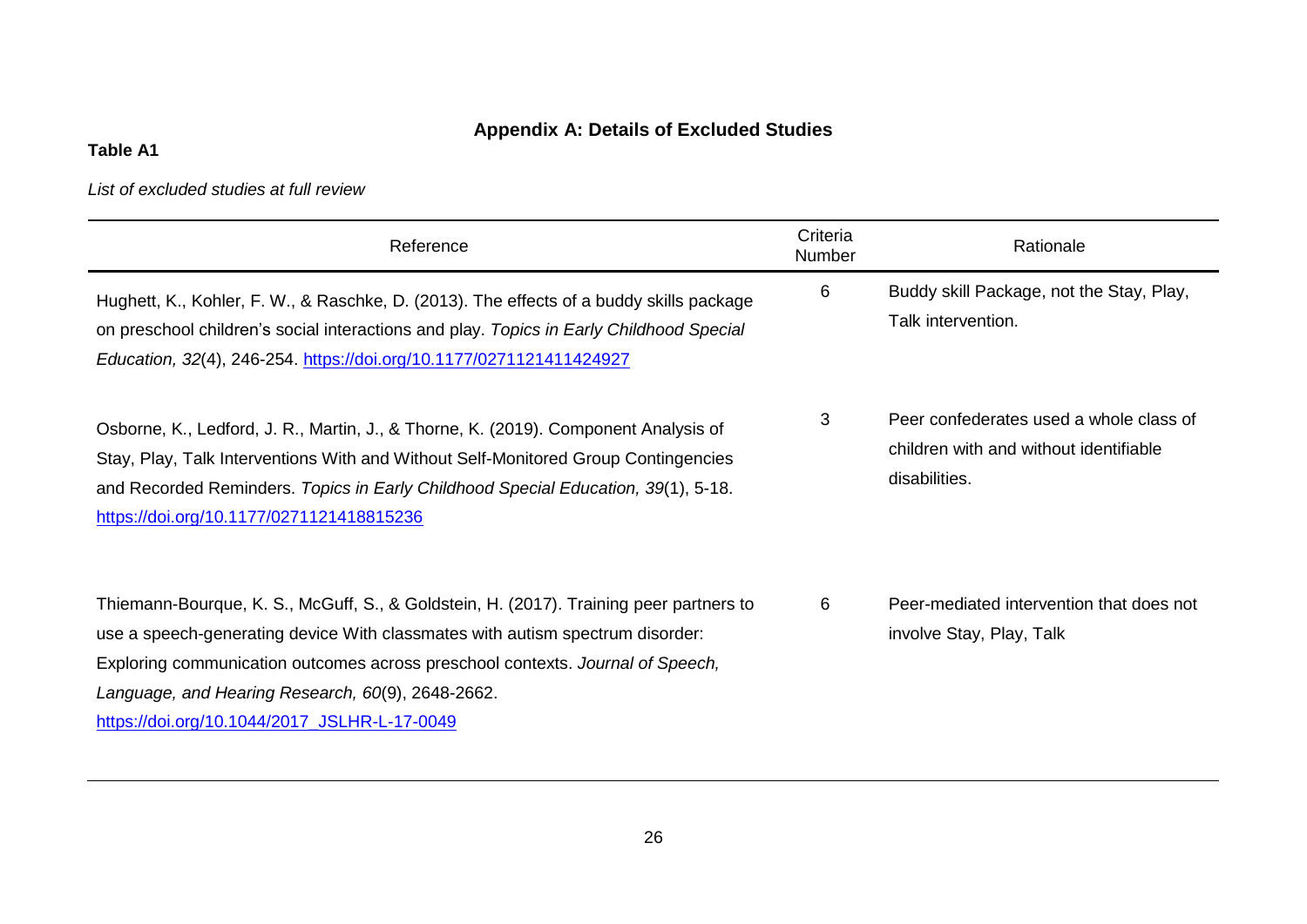## Appendix A: Details of Excluded Studies

**Table A1**

*List of excluded studies at full review*

| Reference | Criteria Number | Rationale |
|---|---|---|
| Hughett, K., Kohler, F. W., & Raschke, D. (2013). The effects of a buddy skills package on preschool children's social interactions and play. *Topics in Early Childhood Special Education, 32*(4), 246-254. https://doi.org/10.1177/0271121411424927 | 6 | Buddy skill Package, not the Stay, Play, Talk intervention. |
| Osborne, K., Ledford, J. R., Martin, J., & Thorne, K. (2019). Component Analysis of Stay, Play, Talk Interventions With and Without Self-Monitored Group Contingencies and Recorded Reminders. *Topics in Early Childhood Special Education, 39*(1), 5-18. https://doi.org/10.1177/0271121418815236 | 3 | Peer confederates used a whole class of children with and without identifiable disabilities. |
| Thiemann-Bourque, K. S., McGuff, S., & Goldstein, H. (2017). Training peer partners to use a speech-generating device With classmates with autism spectrum disorder: Exploring communication outcomes across preschool contexts. *Journal of Speech, Language, and Hearing Research, 60*(9), 2648-2662. https://doi.org/10.1044/2017_JSLHR-L-17-0049 | 6 | Peer-mediated intervention that does not involve Stay, Play, Talk |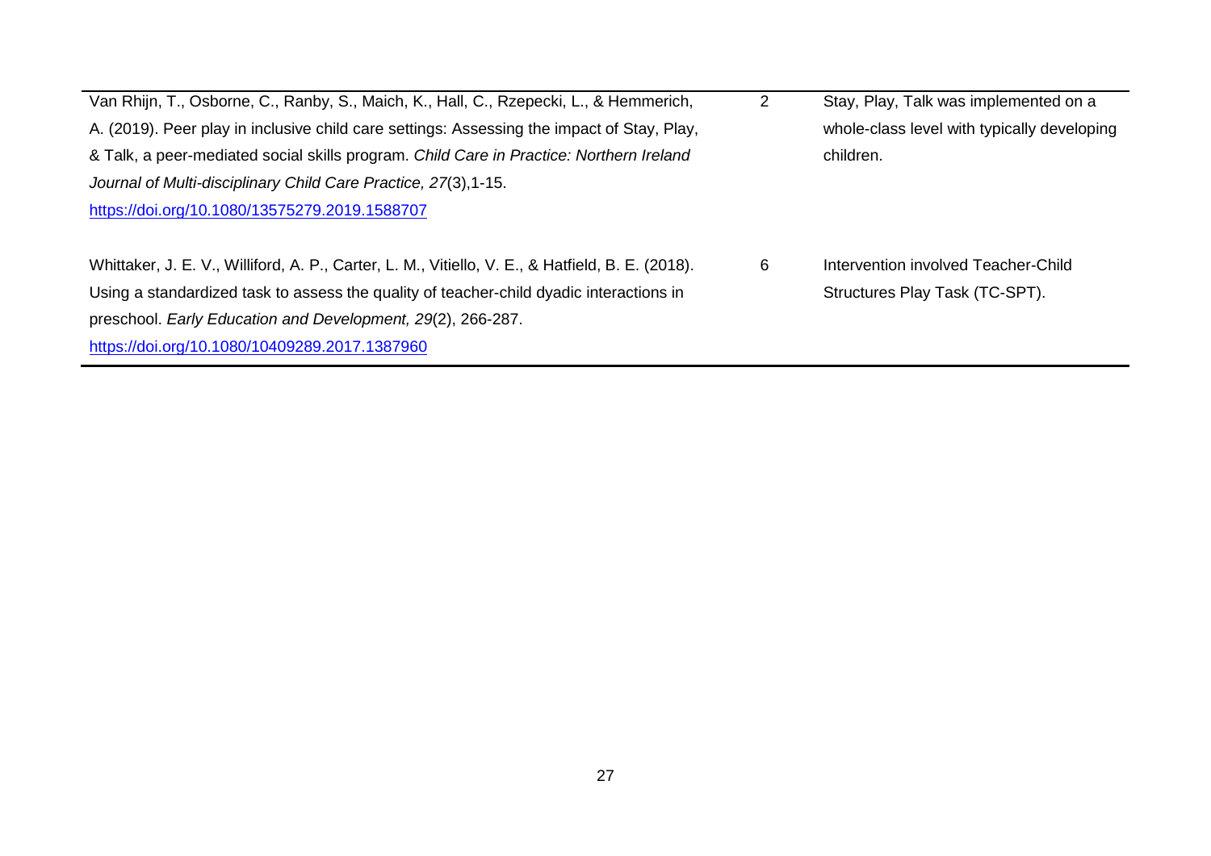| | | |
|---|---|---|
| Van Rhijn, T., Osborne, C., Ranby, S., Maich, K., Hall, C., Rzepecki, L., & Hemmerich, A. (2019). Peer play in inclusive child care settings: Assessing the impact of Stay, Play, & Talk, a peer-mediated social skills program. *Child Care in Practice: Northern Ireland Journal of Multi-disciplinary Child Care Practice, 27*(3),1-15. https://doi.org/10.1080/13575279.2019.1588707 | 2 | Stay, Play, Talk was implemented on a whole-class level with typically developing children. |
| Whittaker, J. E. V., Williford, A. P., Carter, L. M., Vitiello, V. E., & Hatfield, B. E. (2018). Using a standardized task to assess the quality of teacher-child dyadic interactions in preschool. *Early Education and Development, 29*(2), 266-287. https://doi.org/10.1080/10409289.2017.1387960 | 6 | Intervention involved Teacher-Child Structures Play Task (TC-SPT). |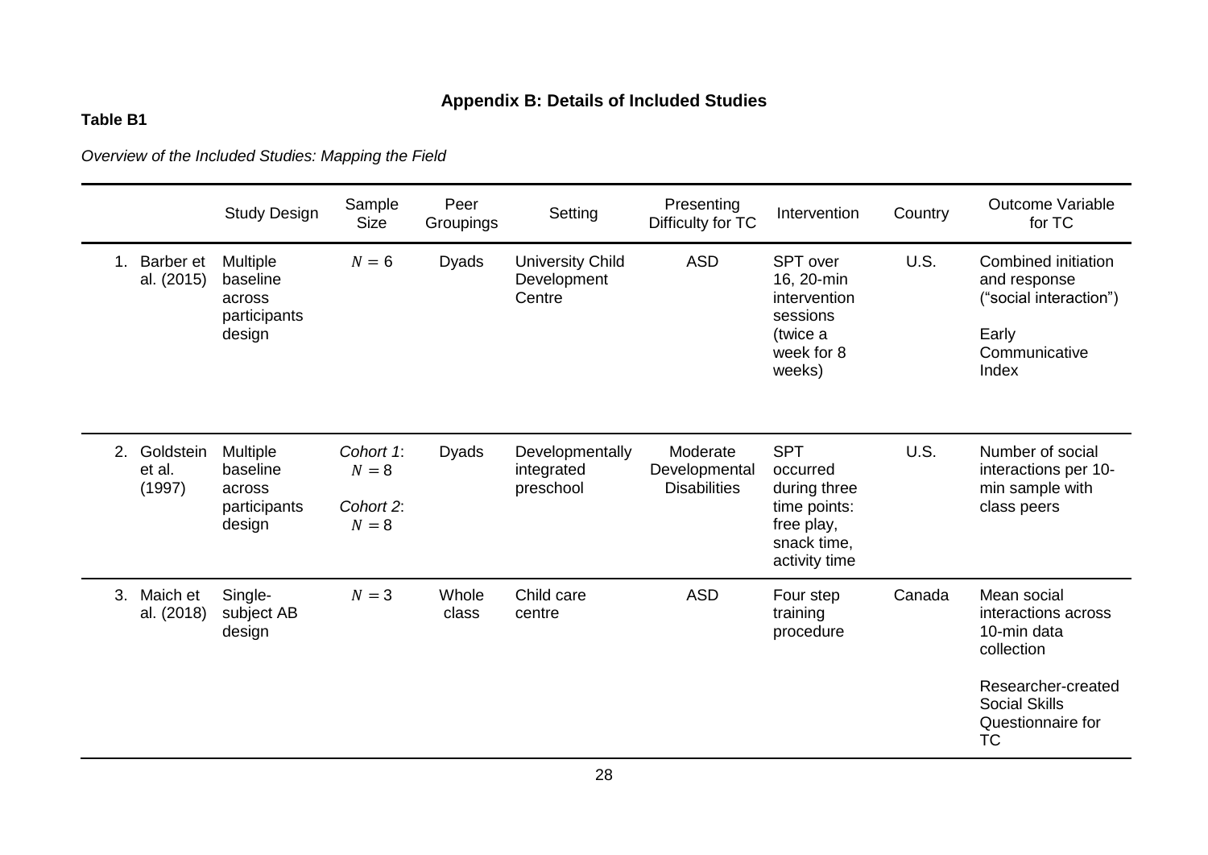## Appendix B: Details of Included Studies

**Table B1**

*Overview of the Included Studies: Mapping the Field*

| | Study Design | Sample Size | Peer Groupings | Setting | Presenting Difficulty for TC | Intervention | Country | Outcome Variable for TC |
|---|---|---|---|---|---|---|---|---|
| 1. Barber et al. (2015) | Multiple baseline across participants design | $N = 6$ | Dyads | University Child Development Centre | ASD | SPT over 16, 20-min intervention sessions (twice a week for 8 weeks) | U.S. | Combined initiation and response ("social interaction")<br><br>Early Communicative Index |
| 2. Goldstein et al. (1997) | Multiple baseline across participants design | *Cohort 1*: $N = 8$<br>*Cohort 2*: $N = 8$ | Dyads | Developmentally integrated preschool | Moderate Developmental Disabilities | SPT occurred during three time points: free play, snack time, activity time | U.S. | Number of social interactions per 10-min sample with class peers |
| 3. Maich et al. (2018) | Single-subject AB design | $N = 3$ | Whole class | Child care centre | ASD | Four step training procedure | Canada | Mean social interactions across 10-min data collection<br><br>Researcher-created Social Skills Questionnaire for TC |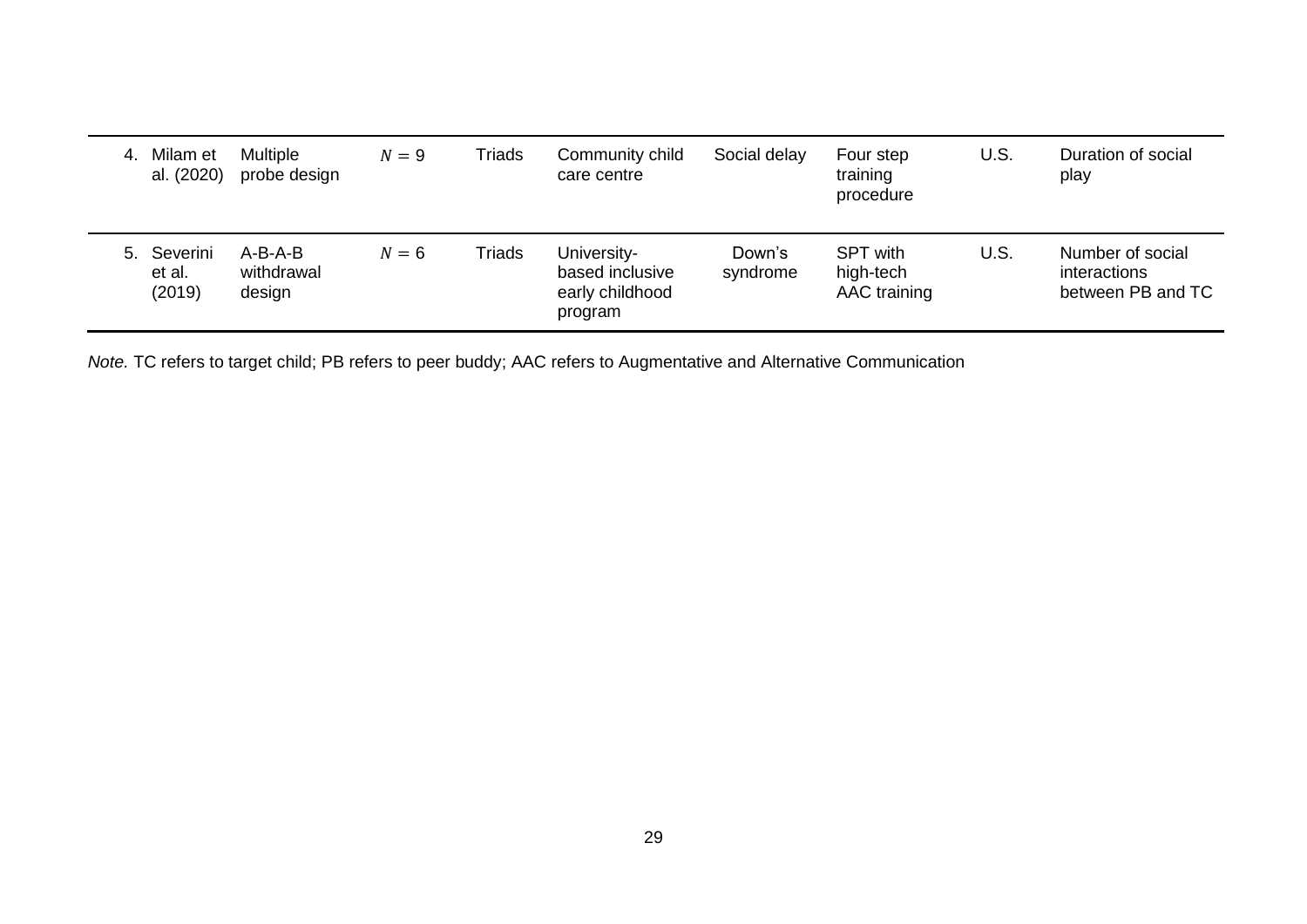|  |  |  |  |  |  |  |  |  |
|---|---|---|---|---|---|---|---|---|
| 4. Milam et al. (2020) | Multiple probe design | $N = 9$ | Triads | Community child care centre | Social delay | Four step training procedure | U.S. | Duration of social play |
| 5. Severini et al. (2019) | A-B-A-B withdrawal design | $N = 6$ | Triads | University-based inclusive early childhood program | Down's syndrome | SPT with high-tech AAC training | U.S. | Number of social interactions between PB and TC |

*Note.* TC refers to target child; PB refers to peer buddy; AAC refers to Augmentative and Alternative Communication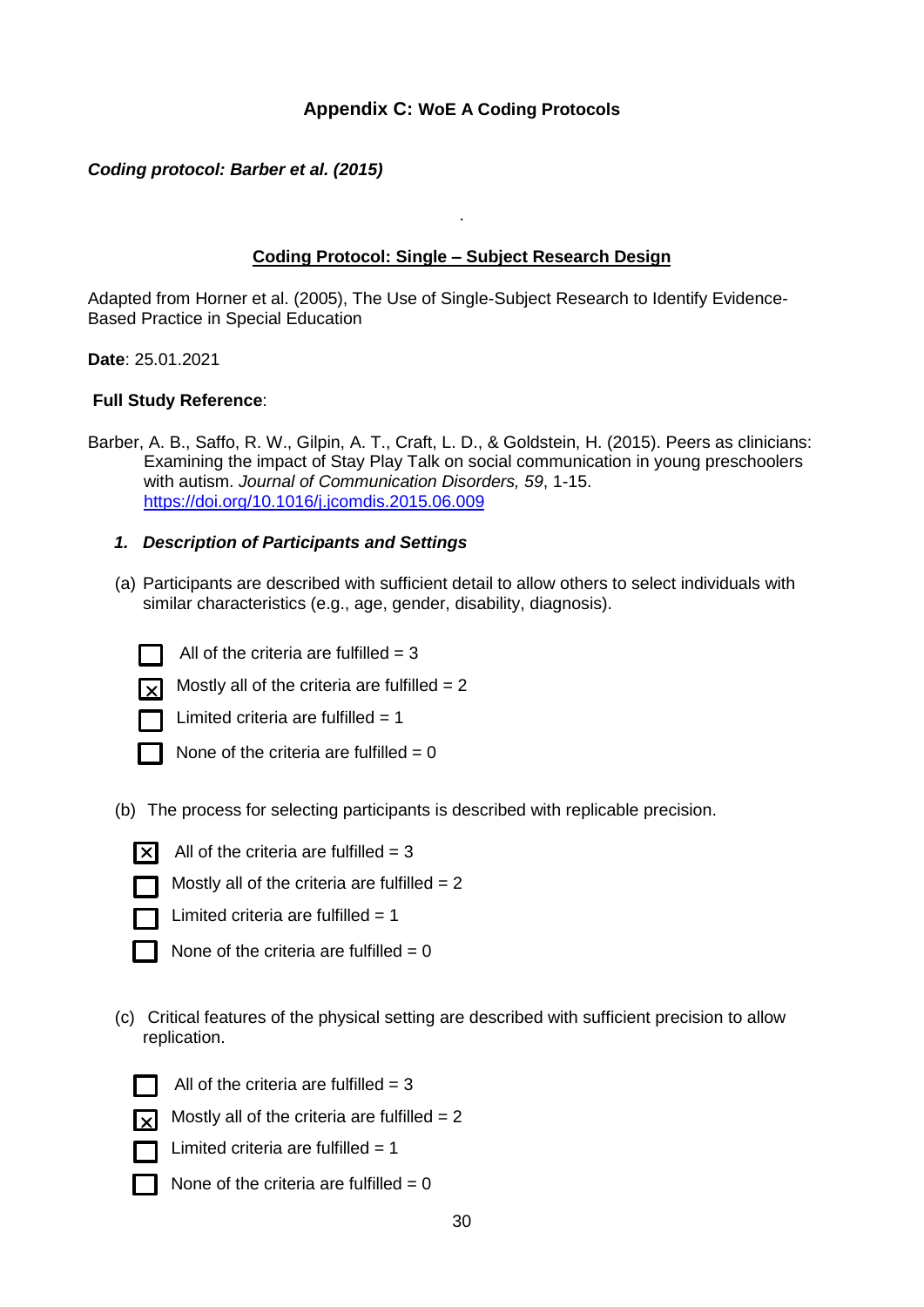### Appendix C: WoE A Coding Protocols

***Coding protocol: Barber et al. (2015)***

.

**Coding Protocol: Single – Subject Research Design**

Adapted from Horner et al. (2005), The Use of Single-Subject Research to Identify Evidence-Based Practice in Special Education

**Date**: 25.01.2021

**Full Study Reference**:

Barber, A. B., Saffo, R. W., Gilpin, A. T., Craft, L. D., & Goldstein, H. (2015). Peers as clinicians: Examining the impact of Stay Play Talk on social communication in young preschoolers with autism. *Journal of Communication Disorders, 59*, 1-15. https://doi.org/10.1016/j.jcomdis.2015.06.009

1. ***Description of Participants and Settings***

(a) Participants are described with sufficient detail to allow others to select individuals with similar characteristics (e.g., age, gender, disability, diagnosis).

- [ ] All of the criteria are fulfilled = 3
- [x] Mostly all of the criteria are fulfilled = 2
- [ ] Limited criteria are fulfilled = 1
- [ ] None of the criteria are fulfilled = 0

(b) The process for selecting participants is described with replicable precision.

- [x] All of the criteria are fulfilled = 3
- [ ] Mostly all of the criteria are fulfilled = 2
- [ ] Limited criteria are fulfilled = 1
- [ ] None of the criteria are fulfilled = 0

(c) Critical features of the physical setting are described with sufficient precision to allow replication.

- [ ] All of the criteria are fulfilled = 3
- [x] Mostly all of the criteria are fulfilled = 2
- [ ] Limited criteria are fulfilled = 1
- [ ] None of the criteria are fulfilled = 0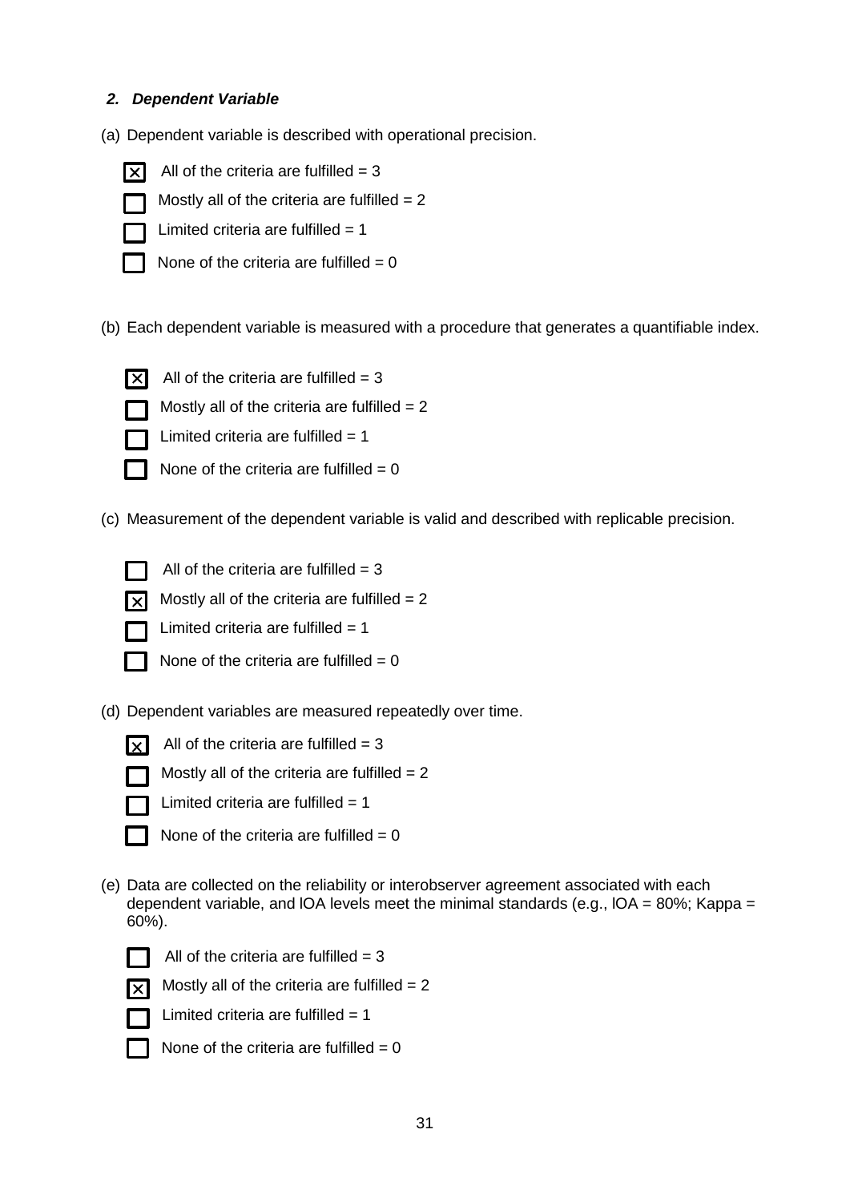***2. Dependent Variable***

(a) Dependent variable is described with operational precision.

- [x] All of the criteria are fulfilled = 3
- [ ] Mostly all of the criteria are fulfilled = 2
- [ ] Limited criteria are fulfilled = 1
- [ ] None of the criteria are fulfilled = 0

(b) Each dependent variable is measured with a procedure that generates a quantifiable index.

- [x] All of the criteria are fulfilled = 3
- [ ] Mostly all of the criteria are fulfilled = 2
- [ ] Limited criteria are fulfilled = 1
- [ ] None of the criteria are fulfilled = 0

(c) Measurement of the dependent variable is valid and described with replicable precision.

- [ ] All of the criteria are fulfilled = 3
- [x] Mostly all of the criteria are fulfilled = 2
- [ ] Limited criteria are fulfilled = 1
- [ ] None of the criteria are fulfilled = 0

(d) Dependent variables are measured repeatedly over time.

- [x] All of the criteria are fulfilled = 3
- [ ] Mostly all of the criteria are fulfilled = 2
- [ ] Limited criteria are fulfilled = 1
- [ ] None of the criteria are fulfilled = 0

(e) Data are collected on the reliability or interobserver agreement associated with each dependent variable, and IOA levels meet the minimal standards (e.g., IOA = 80%; Kappa = 60%).

- [ ] All of the criteria are fulfilled = 3
- [x] Mostly all of the criteria are fulfilled = 2
- [ ] Limited criteria are fulfilled = 1
- [ ] None of the criteria are fulfilled = 0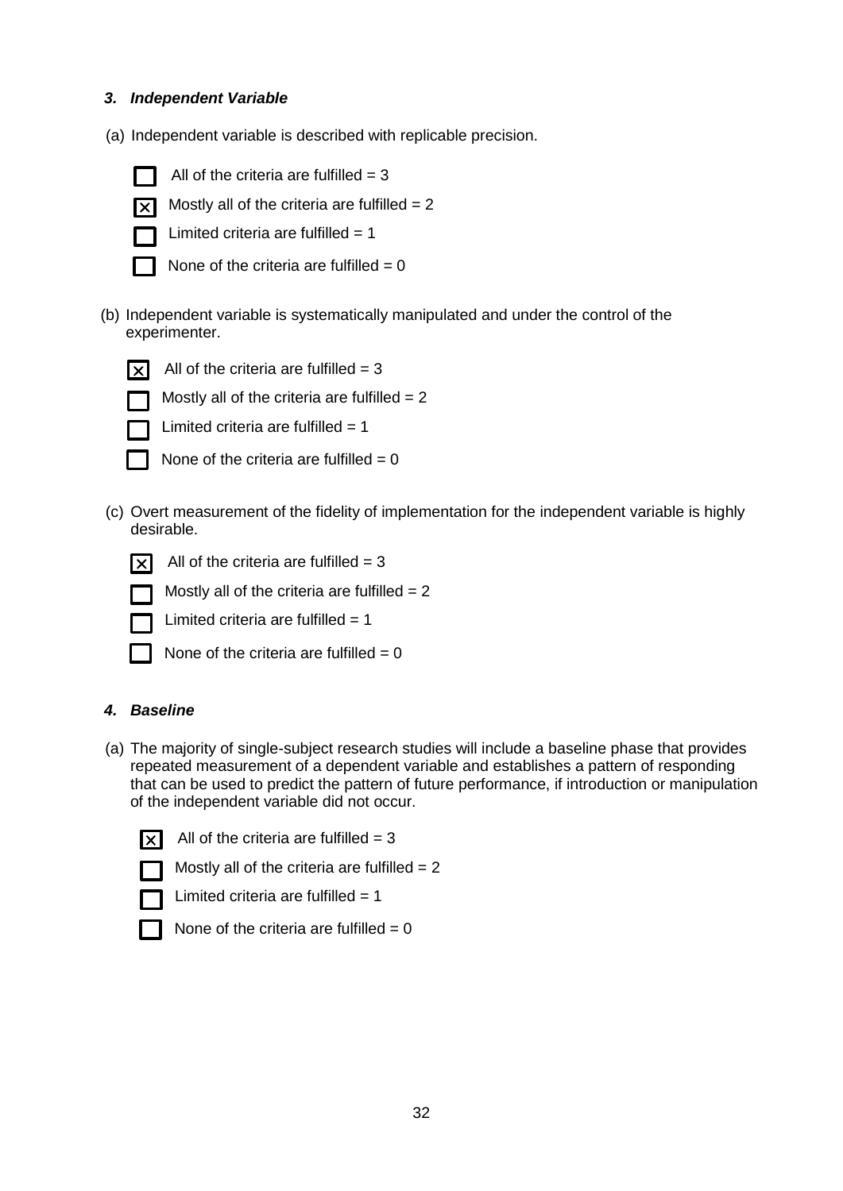***3. Independent Variable***

(a) Independent variable is described with replicable precision.

- [ ] All of the criteria are fulfilled = 3
- [x] Mostly all of the criteria are fulfilled = 2
- [ ] Limited criteria are fulfilled = 1
- [ ] None of the criteria are fulfilled = 0

(b) Independent variable is systematically manipulated and under the control of the experimenter.

- [x] All of the criteria are fulfilled = 3
- [ ] Mostly all of the criteria are fulfilled = 2
- [ ] Limited criteria are fulfilled = 1
- [ ] None of the criteria are fulfilled = 0

(c) Overt measurement of the fidelity of implementation for the independent variable is highly desirable.

- [x] All of the criteria are fulfilled = 3
- [ ] Mostly all of the criteria are fulfilled = 2
- [ ] Limited criteria are fulfilled = 1
- [ ] None of the criteria are fulfilled = 0

***4. Baseline***

(a) The majority of single-subject research studies will include a baseline phase that provides repeated measurement of a dependent variable and establishes a pattern of responding that can be used to predict the pattern of future performance, if introduction or manipulation of the independent variable did not occur.

- [x] All of the criteria are fulfilled = 3
- [ ] Mostly all of the criteria are fulfilled = 2
- [ ] Limited criteria are fulfilled = 1
- [ ] None of the criteria are fulfilled = 0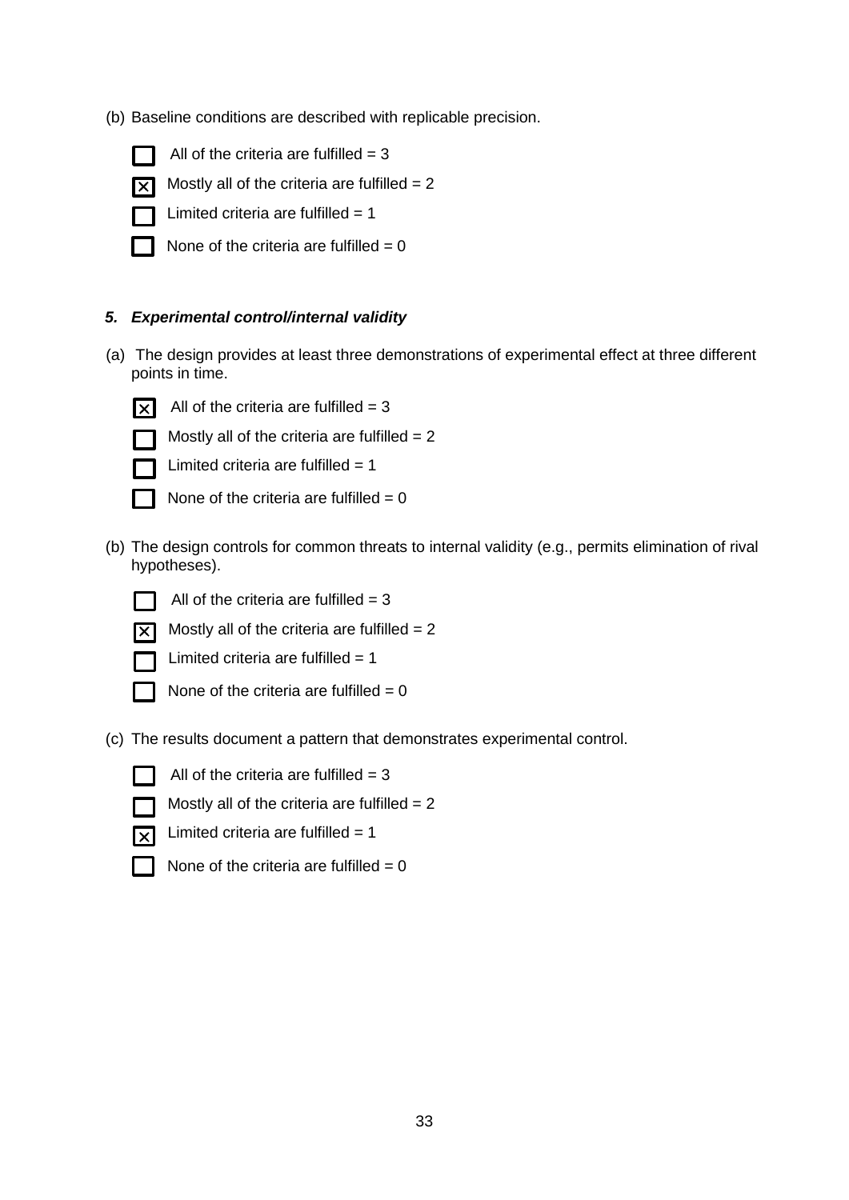(b) Baseline conditions are described with replicable precision.

- ☐ All of the criteria are fulfilled = 3
- ☒ Mostly all of the criteria are fulfilled = 2
- ☐ Limited criteria are fulfilled = 1
- ☐ None of the criteria are fulfilled = 0

***5. Experimental control/internal validity***

(a) The design provides at least three demonstrations of experimental effect at three different points in time.

- ☒ All of the criteria are fulfilled = 3
- ☐ Mostly all of the criteria are fulfilled = 2
- ☐ Limited criteria are fulfilled = 1
- ☐ None of the criteria are fulfilled = 0

(b) The design controls for common threats to internal validity (e.g., permits elimination of rival hypotheses).

- ☐ All of the criteria are fulfilled = 3
- ☒ Mostly all of the criteria are fulfilled = 2
- ☐ Limited criteria are fulfilled = 1
- ☐ None of the criteria are fulfilled = 0

(c) The results document a pattern that demonstrates experimental control.

- ☐ All of the criteria are fulfilled = 3
- ☐ Mostly all of the criteria are fulfilled = 2
- ☒ Limited criteria are fulfilled = 1
- ☐ None of the criteria are fulfilled = 0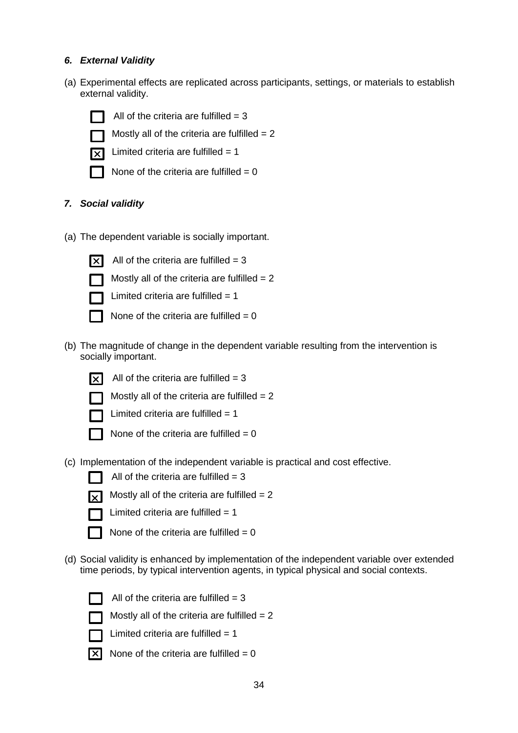***6. External Validity***

(a) Experimental effects are replicated across participants, settings, or materials to establish external validity.

- [ ] All of the criteria are fulfilled = 3
- [ ] Mostly all of the criteria are fulfilled = 2
- [x] Limited criteria are fulfilled = 1
- [ ] None of the criteria are fulfilled = 0

***7. Social validity***

(a) The dependent variable is socially important.

- [x] All of the criteria are fulfilled = 3
- [ ] Mostly all of the criteria are fulfilled = 2
- [ ] Limited criteria are fulfilled = 1
- [ ] None of the criteria are fulfilled = 0

(b) The magnitude of change in the dependent variable resulting from the intervention is socially important.

- [x] All of the criteria are fulfilled = 3
- [ ] Mostly all of the criteria are fulfilled = 2
- [ ] Limited criteria are fulfilled = 1
- [ ] None of the criteria are fulfilled = 0

(c) Implementation of the independent variable is practical and cost effective.

- [ ] All of the criteria are fulfilled = 3
- [x] Mostly all of the criteria are fulfilled = 2
- [ ] Limited criteria are fulfilled = 1
- [ ] None of the criteria are fulfilled = 0

(d) Social validity is enhanced by implementation of the independent variable over extended time periods, by typical intervention agents, in typical physical and social contexts.

- [ ] All of the criteria are fulfilled = 3
- [ ] Mostly all of the criteria are fulfilled = 2
- [ ] Limited criteria are fulfilled = 1
- [x] None of the criteria are fulfilled = 0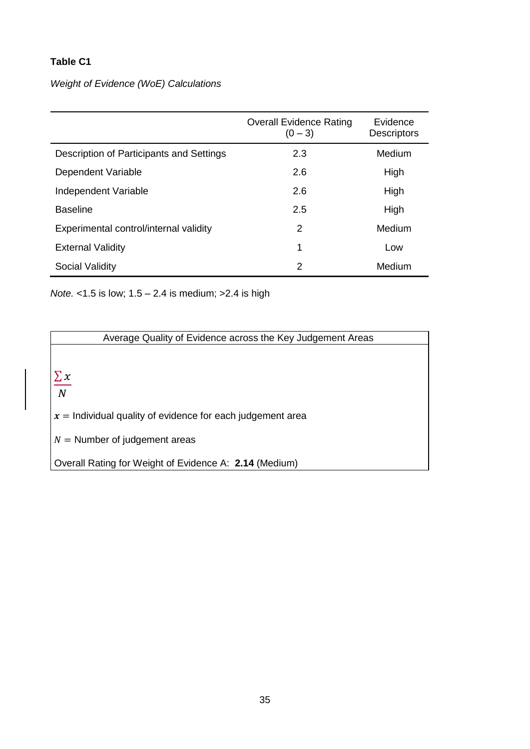**Table C1**

*Weight of Evidence (WoE) Calculations*

| | Overall Evidence Rating (0 – 3) | Evidence Descriptors |
|---|---|---|
| Description of Participants and Settings | 2.3 | Medium |
| Dependent Variable | 2.6 | High |
| Independent Variable | 2.6 | High |
| Baseline | 2.5 | High |
| Experimental control/internal validity | 2 | Medium |
| External Validity | 1 | Low |
| Social Validity | 2 | Medium |

*Note.* <1.5 is low; 1.5 – 2.4 is medium; >2.4 is high

Average Quality of Evidence across the Key Judgement Areas

$$\frac{\sum x}{N}$$

$x =$ Individual quality of evidence for each judgement area

$N =$ Number of judgement areas

Overall Rating for Weight of Evidence A: **2.14** (Medium)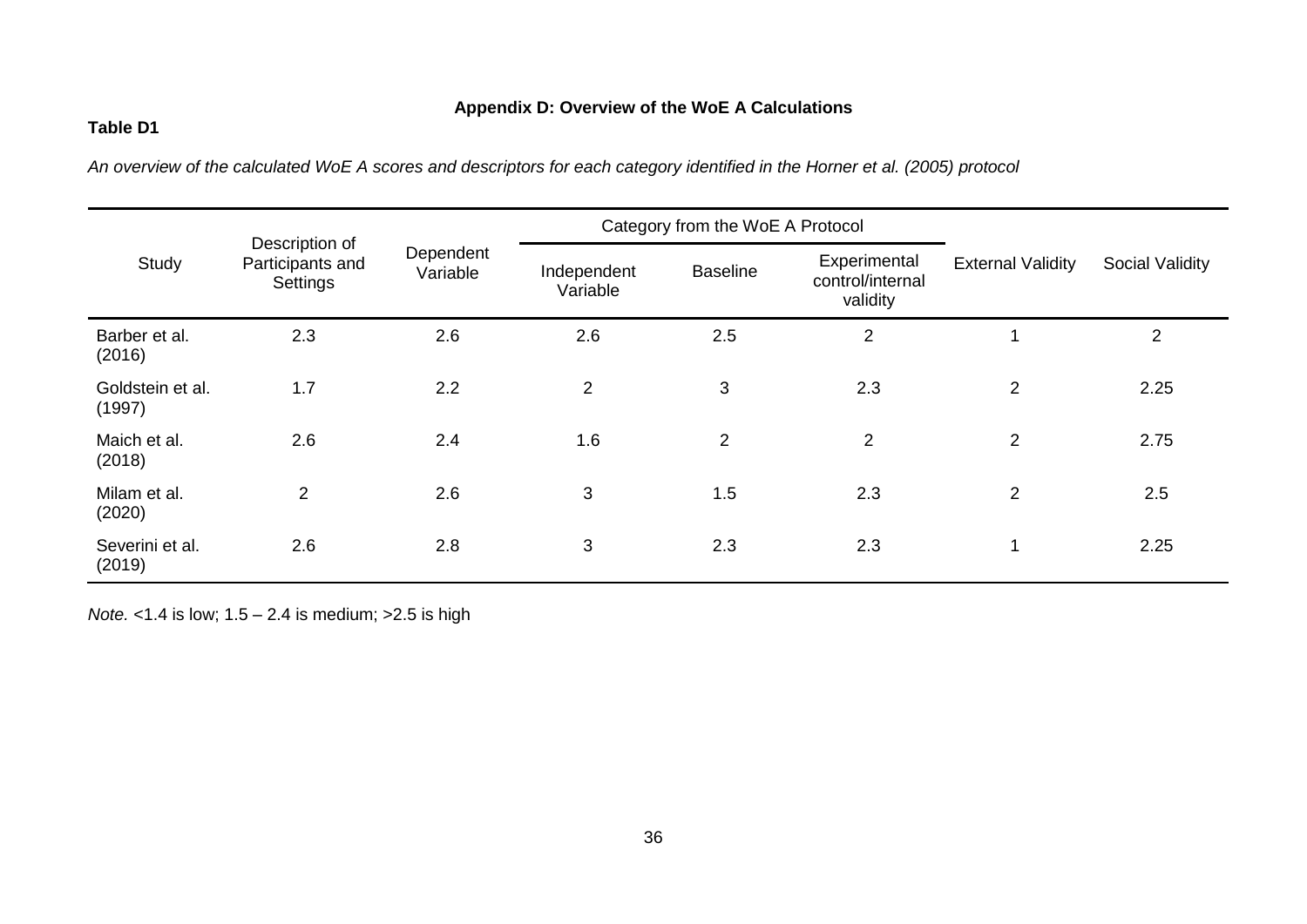## Appendix D: Overview of the WoE A Calculations

**Table D1**

*An overview of the calculated WoE A scores and descriptors for each category identified in the Horner et al. (2005) protocol*

| Study | Description of Participants and Settings | Dependent Variable | Category from the WoE A Protocol | | | External Validity | Social Validity |
|---|---|---|---|---|---|---|---|
| | | | Independent Variable | Baseline | Experimental control/internal validity | | |
| Barber et al. (2016) | 2.3 | 2.6 | 2.6 | 2.5 | 2 | 1 | 2 |
| Goldstein et al. (1997) | 1.7 | 2.2 | 2 | 3 | 2.3 | 2 | 2.25 |
| Maich et al. (2018) | 2.6 | 2.4 | 1.6 | 2 | 2 | 2 | 2.75 |
| Milam et al. (2020) | 2 | 2.6 | 3 | 1.5 | 2.3 | 2 | 2.5 |
| Severini et al. (2019) | 2.6 | 2.8 | 3 | 2.3 | 2.3 | 1 | 2.25 |

*Note.* <1.4 is low; 1.5 – 2.4 is medium; >2.5 is high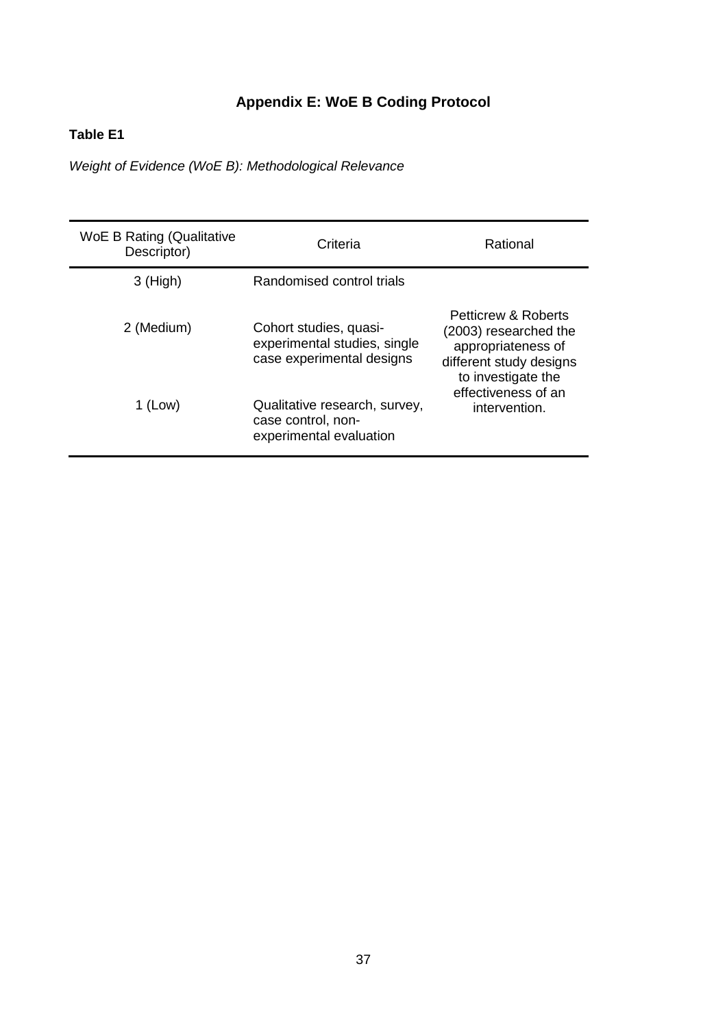# Appendix E: WoE B Coding Protocol

**Table E1**

*Weight of Evidence (WoE B): Methodological Relevance*

| WoE B Rating (Qualitative Descriptor) | Criteria | Rational |
|---|---|---|
| 3 (High) | Randomised control trials | Petticrew & Roberts (2003) researched the appropriateness of different study designs to investigate the effectiveness of an intervention. |
| 2 (Medium) | Cohort studies, quasi-experimental studies, single case experimental designs | |
| 1 (Low) | Qualitative research, survey, case control, non-experimental evaluation | |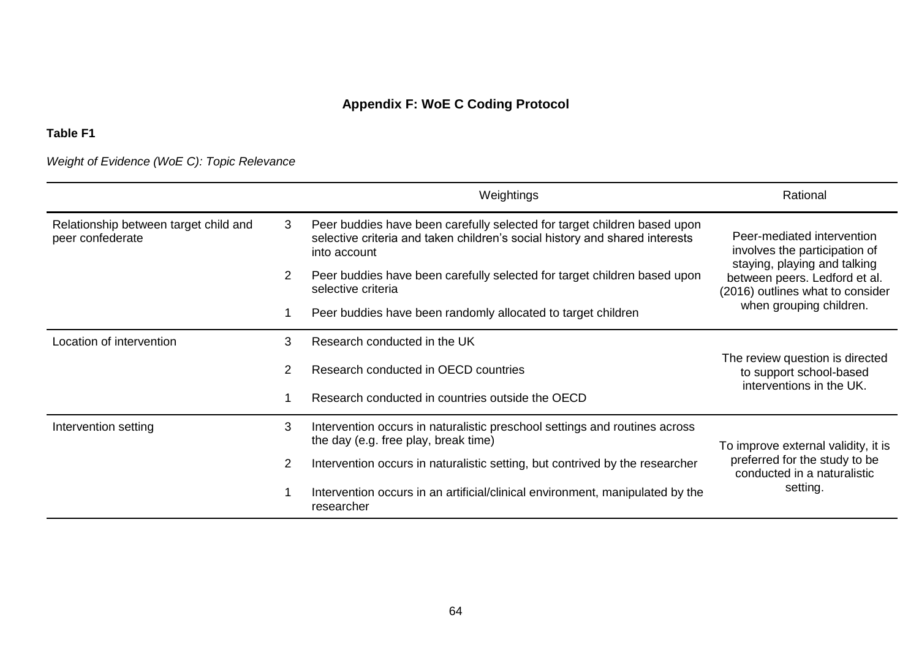## Appendix F: WoE C Coding Protocol

**Table F1**

*Weight of Evidence (WoE C): Topic Relevance*

| | | Weightings | Rational |
|---|---|---|---|
| Relationship between target child and peer confederate | 3 | Peer buddies have been carefully selected for target children based upon selective criteria and taken children's social history and shared interests into account | Peer-mediated intervention involves the participation of staying, playing and talking between peers. Ledford et al. (2016) outlines what to consider when grouping children. |
| | 2 | Peer buddies have been carefully selected for target children based upon selective criteria | |
| | 1 | Peer buddies have been randomly allocated to target children | |
| Location of intervention | 3 | Research conducted in the UK | The review question is directed to support school-based interventions in the UK. |
| | 2 | Research conducted in OECD countries | |
| | 1 | Research conducted in countries outside the OECD | |
| Intervention setting | 3 | Intervention occurs in naturalistic preschool settings and routines across the day (e.g. free play, break time) | To improve external validity, it is preferred for the study to be conducted in a naturalistic setting. |
| | 2 | Intervention occurs in naturalistic setting, but contrived by the researcher | |
| | 1 | Intervention occurs in an artificial/clinical environment, manipulated by the researcher | |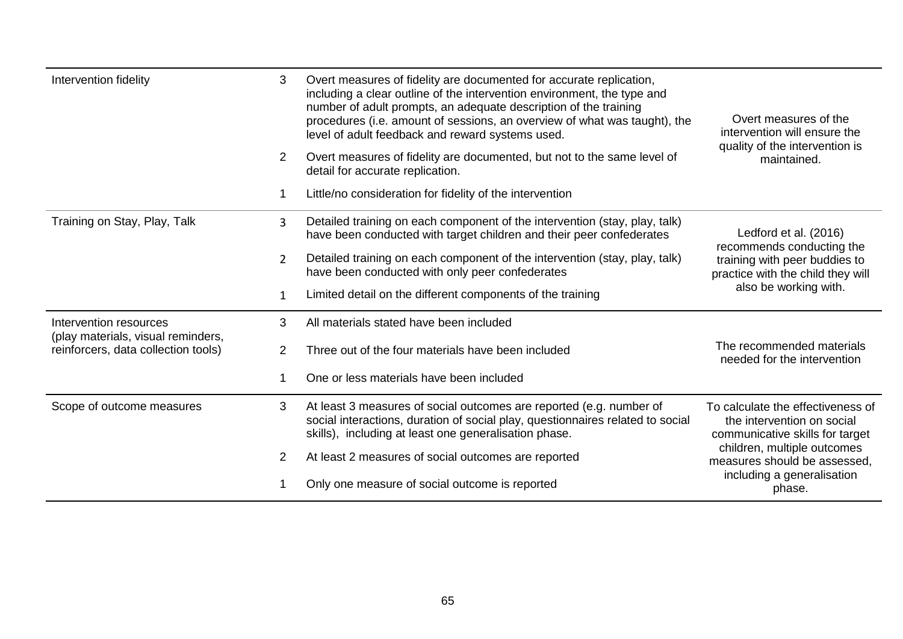| Intervention fidelity | 3 | Overt measures of fidelity are documented for accurate replication, including a clear outline of the intervention environment, the type and number of adult prompts, an adequate description of the training procedures (i.e. amount of sessions, an overview of what was taught), the level of adult feedback and reward systems used. | Overt measures of the intervention will ensure the quality of the intervention is maintained. |
|---|---|---|---|
| | 2 | Overt measures of fidelity are documented, but not to the same level of detail for accurate replication. | |
| | 1 | Little/no consideration for fidelity of the intervention | |
| Training on Stay, Play, Talk | 3 | Detailed training on each component of the intervention (stay, play, talk) have been conducted with target children and their peer confederates | Ledford et al. (2016) recommends conducting the training with peer buddies to practice with the child they will also be working with. |
| | 2 | Detailed training on each component of the intervention (stay, play, talk) have been conducted with only peer confederates | |
| | 1 | Limited detail on the different components of the training | |
| Intervention resources (play materials, visual reminders, reinforcers, data collection tools) | 3 | All materials stated have been included | The recommended materials needed for the intervention |
| | 2 | Three out of the four materials have been included | |
| | 1 | One or less materials have been included | |
| Scope of outcome measures | 3 | At least 3 measures of social outcomes are reported (e.g. number of social interactions, duration of social play, questionnaires related to social skills), including at least one generalisation phase. | To calculate the effectiveness of the intervention on social communicative skills for target children, multiple outcomes measures should be assessed, including a generalisation phase. |
| | 2 | At least 2 measures of social outcomes are reported | |
| | 1 | Only one measure of social outcome is reported | |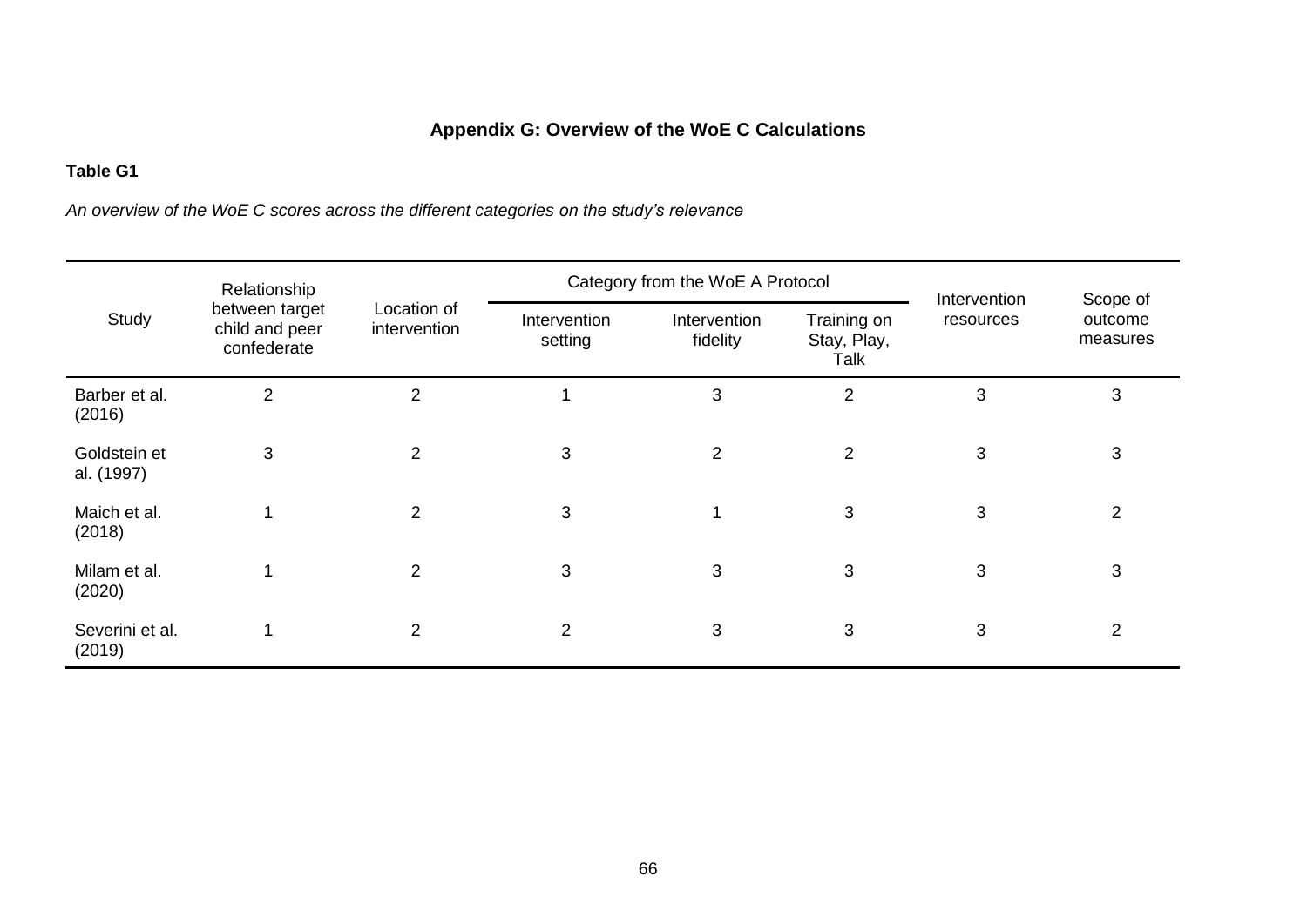## Appendix G: Overview of the WoE C Calculations

**Table G1**

*An overview of the WoE C scores across the different categories on the study's relevance*

| Study | Relationship between target child and peer confederate | Location of intervention | Category from the WoE A Protocol | | | Intervention resources | Scope of outcome measures |
|---|---|---|---|---|---|---|---|
| | | | Intervention setting | Intervention fidelity | Training on Stay, Play, Talk | | |
| Barber et al. (2016) | 2 | 2 | 1 | 3 | 2 | 3 | 3 |
| Goldstein et al. (1997) | 3 | 2 | 3 | 2 | 2 | 3 | 3 |
| Maich et al. (2018) | 1 | 2 | 3 | 1 | 3 | 3 | 2 |
| Milam et al. (2020) | 1 | 2 | 3 | 3 | 3 | 3 | 3 |
| Severini et al. (2019) | 1 | 2 | 2 | 3 | 3 | 3 | 2 |